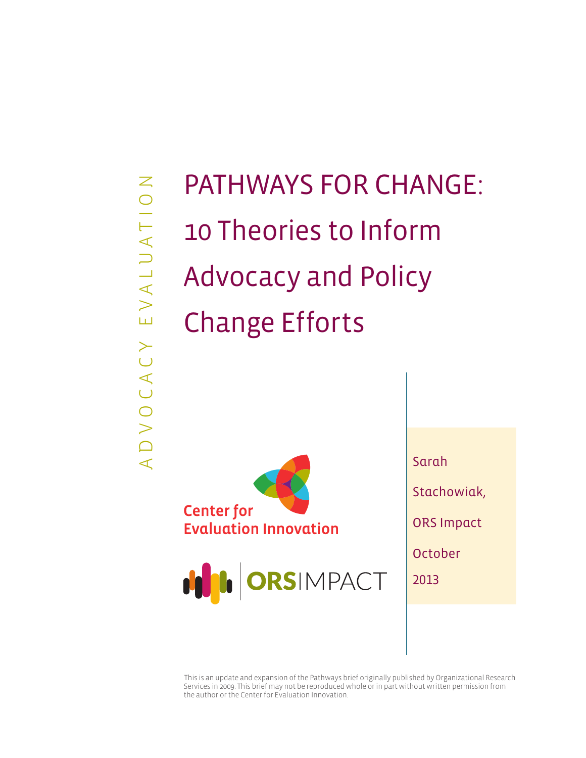ADVOCACY EVALUATION

# PATHWAYS FOR CHANGE: 10 Theories to Inform Advocacy and Policy Change Efforts

Center for Evaluation Innovation

ORSIMPACT

Sarah Stachowiak, ORS Impact

October 2013

This is an update and expansion of the Pathways brief originally published by Organizational Research Services in 2009. This brief may not be reproduced whole or in part without written permission from the author or the Center for Evaluation Innovation.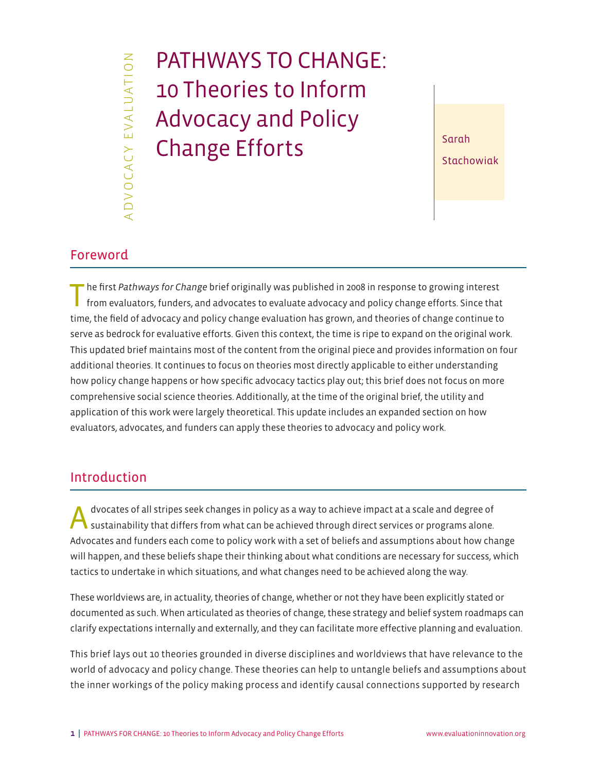ADVOCACY EVALUATION

# PATHWAYS TO CHANGE: 10 Theories to Inform Advocacy and Policy Change Efforts

Sarah Stachowiak

## Foreword

The first *Pathways for Change* brief originally was published in 2008 in response to growing interest from evaluators, funders, and advocates to evaluate advocacy and policy change efforts. Since that time, the field of advocacy and policy change evaluation has grown, and theories of change continue to serve as bedrock for evaluative efforts. Given this context, the time is ripe to expand on the original work. This updated brief maintains most of the content from the original piece and provides information on four additional theories. It continues to focus on theories most directly applicable to either understanding how policy change happens or how specific advocacy tactics play out; this brief does not focus on more comprehensive social science theories. Additionally, at the time of the original brief, the utility and application of this work were largely theoretical. This update includes an expanded section on how evaluators, advocates, and funders can apply these theories to advocacy and policy work.

## Introduction

Advocates of all stripes seek changes in policy as a way to achieve impact at a scale and degree of sustainability that differs from what can be achieved through direct services or programs alone. Advocates and funders each come to policy work with a set of beliefs and assumptions about how change will happen, and these beliefs shape their thinking about what conditions are necessary for success, which tactics to undertake in which situations, and what changes need to be achieved along the way.

These worldviews are, in actuality, theories of change, whether or not they have been explicitly stated or documented as such. When articulated as theories of change, these strategy and belief system roadmaps can clarify expectations internally and externally, and they can facilitate more effective planning and evaluation.

This brief lays out 10 theories grounded in diverse disciplines and worldviews that have relevance to the world of advocacy and policy change. These theories can help to untangle beliefs and assumptions about the inner workings of the policy making process and identify causal connections supported by research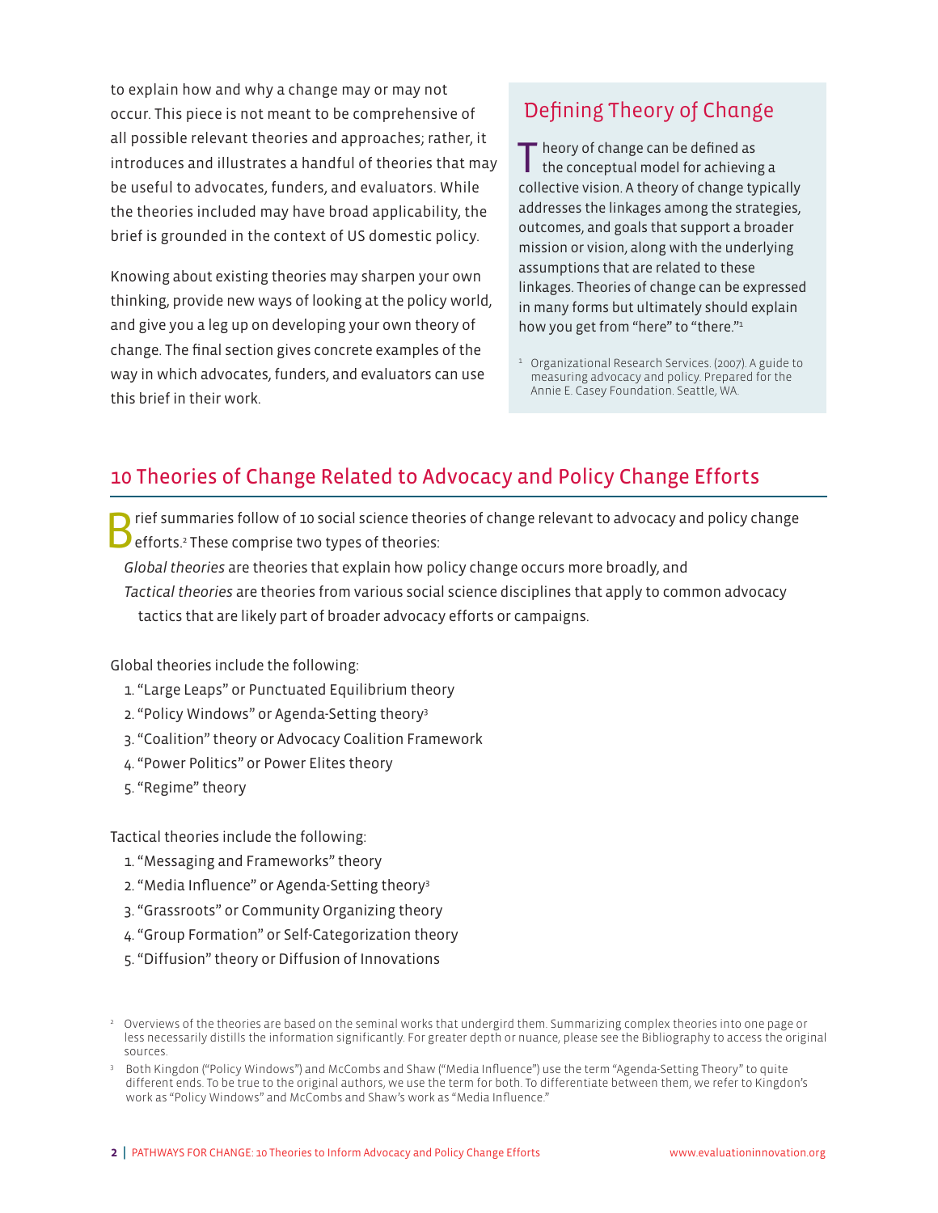to explain how and why a change may or may not occur. This piece is not meant to be comprehensive of all possible relevant theories and approaches; rather, it introduces and illustrates a handful of theories that may be useful to advocates, funders, and evaluators. While the theories included may have broad applicability, the brief is grounded in the context of US domestic policy.

Knowing about existing theories may sharpen your own thinking, provide new ways of looking at the policy world, and give you a leg up on developing your own theory of change. The final section gives concrete examples of the way in which advocates, funders, and evaluators can use this brief in their work.

## Defining Theory of Change

Theory of change can be defined as the conceptual model for achieving a collective vision. A theory of change typically addresses the linkages among the strategies, outcomes, and goals that support a broader mission or vision, along with the underlying assumptions that are related to these linkages. Theories of change can be expressed in many forms but ultimately should explain how you get from "here" to "there."[1]

[1] Organizational Research Services. (2007). A guide to measuring advocacy and policy. Prepared for the Annie E. Casey Foundation. Seattle, WA.

## 10 Theories of Change Related to Advocacy and Policy Change Efforts

Brief summaries follow of 10 social science theories of change relevant to advocacy and policy change efforts.[2] These comprise two types of theories:

*Global theories* are theories that explain how policy change occurs more broadly, and

*Tactical theories* are theories from various social science disciplines that apply to common advocacy tactics that are likely part of broader advocacy efforts or campaigns.

Global theories include the following:

1. "Large Leaps" or Punctuated Equilibrium theory
2. "Policy Windows" or Agenda-Setting theory[3]
3. "Coalition" theory or Advocacy Coalition Framework
4. "Power Politics" or Power Elites theory
5. "Regime" theory

Tactical theories include the following:

1. "Messaging and Frameworks" theory
2. "Media Influence" or Agenda-Setting theory[3]
3. "Grassroots" or Community Organizing theory
4. "Group Formation" or Self-Categorization theory
5. "Diffusion" theory or Diffusion of Innovations

[2] Overviews of the theories are based on the seminal works that undergird them. Summarizing complex theories into one page or less necessarily distills the information significantly. For greater depth or nuance, please see the Bibliography to access the original sources.

[3] Both Kingdon ("Policy Windows") and McCombs and Shaw ("Media Influence") use the term "Agenda-Setting Theory" to quite different ends. To be true to the original authors, we use the term for both. To differentiate between them, we refer to Kingdon's work as "Policy Windows" and McCombs and Shaw's work as "Media Influence."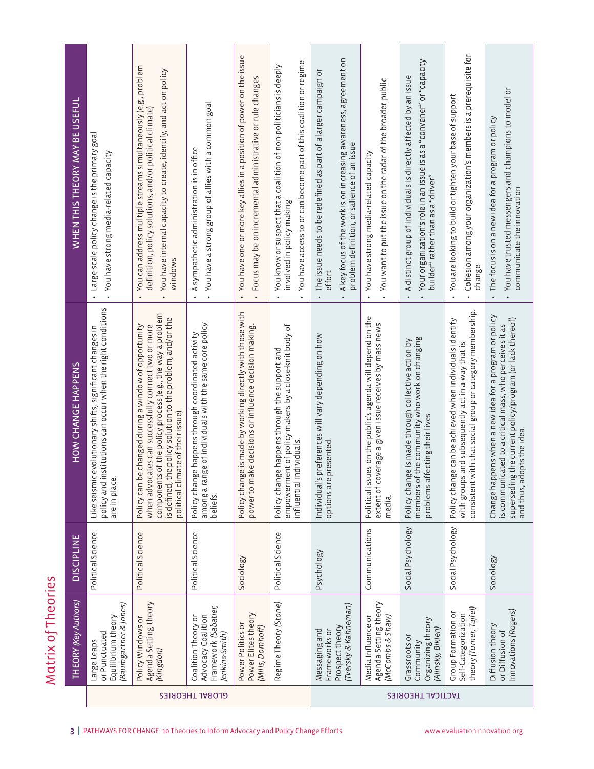# Matrix of Theories

| | THEORY (Key Authors) | DISCIPLINE | HOW CHANGE HAPPENS | WHEN THIS THEORY MAY BE USEFUL |
|---|---|---|---|---|
| GLOBAL THEORIES | Large Leaps or Punctuated Equilibrium theory *(Baumgartner & Jones)* | Political Science | Like seismic evolutionary shifts, significant changes in policy and institutions can occur when the right conditions are in place. | • Large-scale policy change is the primary goal<br>• You have strong media-related capacity |
| | Policy Windows or Agenda-Setting theory *(Kingdon)* | Political Science | Policy can be changed during a window of opportunity when advocates can successfully connect two or more components of the policy process (e.g., the way a problem is defined, the policy solution to the problem, and/or the political climate of their issue). | • You can address multiple streams simultaneously (e.g., problem definition, policy solutions, and/or political climate)<br>• You have internal capacity to create, identify, and act on policy windows |
| | Coalition Theory or Advocacy Coalition Framework *(Sabatier, Jenkins-Smith)* | Political Science | Policy change happens through coordinated activity among a range of individuals with the same core policy beliefs. | • A sympathetic administration is in office<br>• You have a strong group of allies with a common goal |
| | Power Politics or Power Elites theory *(Mills, Domhoff)* | Sociology | Policy change is made by working directly with those with power to make decisions or influence decision making. | • You have one or more key allies in a position of power on the issue<br>• Focus may be on incremental administrative or rule changes |
| | Regime Theory *(Stone)* | Political Science | Policy change happens through the support and empowerment of policy makers by a close-knit body of influential individuals. | • You know or suspect that a coalition of non-politicians is deeply involved in policy making<br>• You have access to or can become part of this coalition or regime |
| TACTICAL THEORIES | Messaging and Frameworks or Prospect theory *(Tversky & Kahneman)* | Psychology | Individual's preferences will vary depending on how options are presented. | • The issue needs to be redefined as part of a larger campaign or effort<br>• A key focus of the work is on increasing awareness, agreement on problem definition, or salience of an issue |
| | Media Influence or Agenda-Setting theory *(McCombs & Shaw)* | Communications | Political issues on the public's agenda will depend on the extent of coverage a given issue receives by mass news media. | • You have strong media-related capacity<br>• You want to put the issue on the radar of the broader public |
| | Grassroots or Community Organizing theory *(Alinsky, Biklen)* | Social Psychology | Policy change is made through collective action by members of the community who work on changing problems affecting their lives. | • A distinct group of individuals is directly affected by an issue<br>• Your organization's role in an issue is as a "convener" or "capacity-builder" rather than as a "driver" |
| | Group Formation or Self-Categorization theory *(Turner, Tajfel)* | Social Psychology | Policy change can be achieved when individuals identify with groups and subsequently act in a way that is consistent with that social group or category membership. | • You are looking to build or tighten your base of support<br>• Cohesion among your organization's members is a prerequisite for change |
| | Diffusion theory or Diffusion of Innovations *(Rogers)* | Sociology | Change happens when a new idea for a program or policy is communicated to a critical mass, who perceives it as superseding the current policy/program (or lack thereof) and thus, adopts the idea. | • The focus is on a new idea for a program or policy<br>• You have trusted messengers and champions to model or communicate the innovation |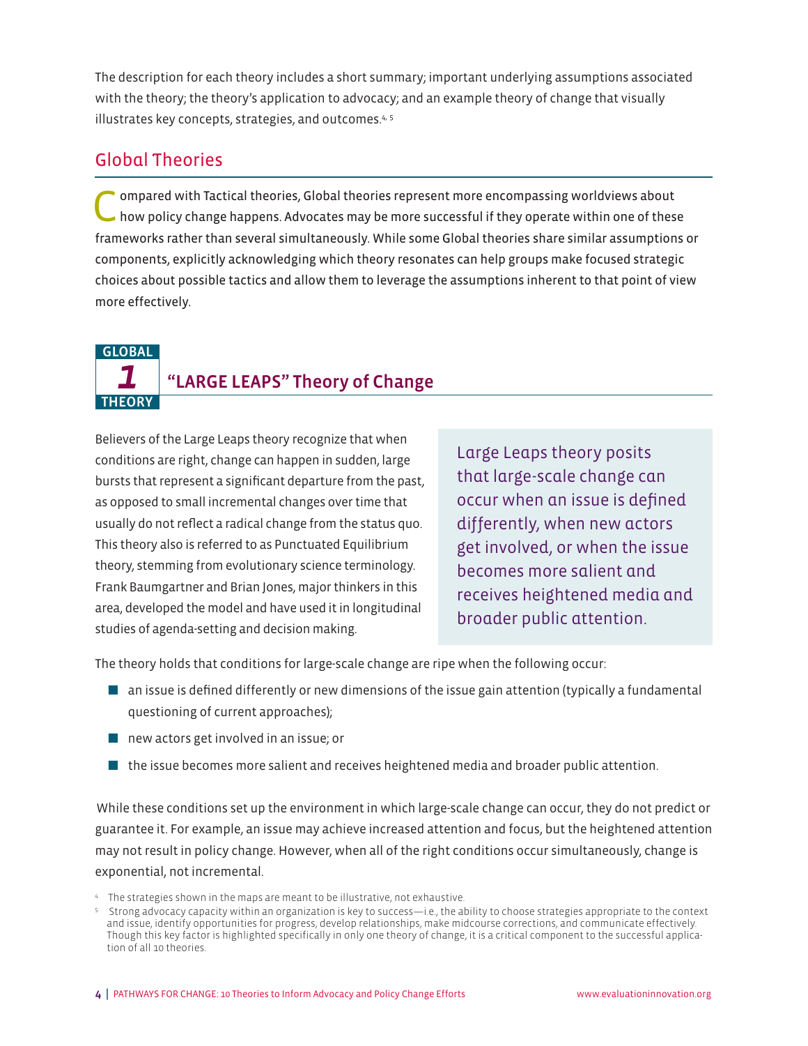The description for each theory includes a short summary; important underlying assumptions associated with the theory; the theory's application to advocacy; and an example theory of change that visually illustrates key concepts, strategies, and outcomes.[4, 5]

## Global Theories

Compared with Tactical theories, Global theories represent more encompassing worldviews about how policy change happens. Advocates may be more successful if they operate within one of these frameworks rather than several simultaneously. While some Global theories share similar assumptions or components, explicitly acknowledging which theory resonates can help groups make focused strategic choices about possible tactics and allow them to leverage the assumptions inherent to that point of view more effectively.

### GLOBAL THEORY 1 — "LARGE LEAPS" Theory of Change

Believers of the Large Leaps theory recognize that when conditions are right, change can happen in sudden, large bursts that represent a significant departure from the past, as opposed to small incremental changes over time that usually do not reflect a radical change from the status quo. This theory also is referred to as Punctuated Equilibrium theory, stemming from evolutionary science terminology. Frank Baumgartner and Brian Jones, major thinkers in this area, developed the model and have used it in longitudinal studies of agenda-setting and decision making.

> Large Leaps theory posits that large-scale change can occur when an issue is defined differently, when new actors get involved, or when the issue becomes more salient and receives heightened media and broader public attention.

The theory holds that conditions for large-scale change are ripe when the following occur:

- an issue is defined differently or new dimensions of the issue gain attention (typically a fundamental questioning of current approaches);
- new actors get involved in an issue; or
- the issue becomes more salient and receives heightened media and broader public attention.

While these conditions set up the environment in which large-scale change can occur, they do not predict or guarantee it. For example, an issue may achieve increased attention and focus, but the heightened attention may not result in policy change. However, when all of the right conditions occur simultaneously, change is exponential, not incremental.

[4] The strategies shown in the maps are meant to be illustrative, not exhaustive.

[5] Strong advocacy capacity within an organization is key to success—i.e., the ability to choose strategies appropriate to the context and issue, identify opportunities for progress, develop relationships, make midcourse corrections, and communicate effectively. Though this key factor is highlighted specifically in only one theory of change, it is a critical component to the successful application of all 10 theories.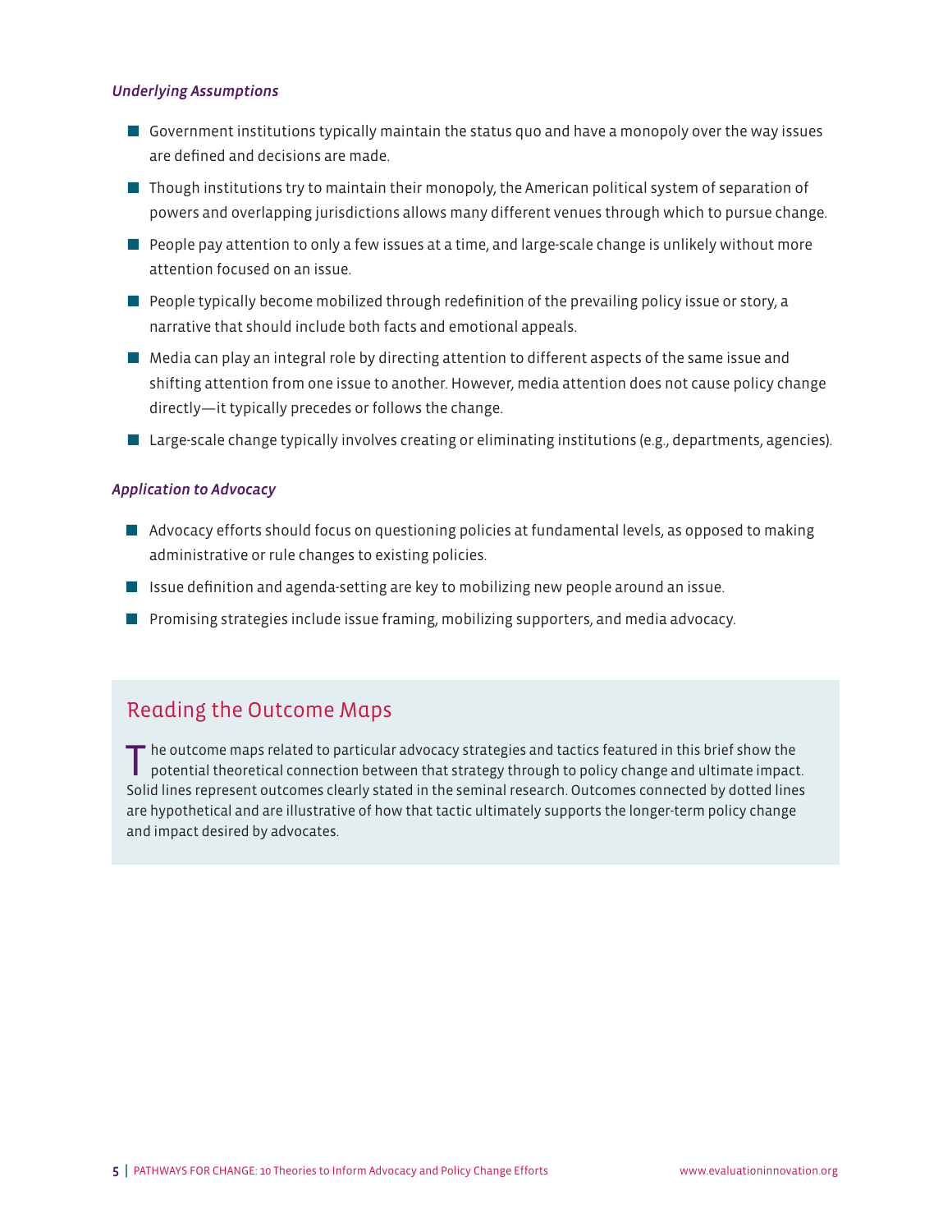*Underlying Assumptions*

- Government institutions typically maintain the status quo and have a monopoly over the way issues are defined and decisions are made.
- Though institutions try to maintain their monopoly, the American political system of separation of powers and overlapping jurisdictions allows many different venues through which to pursue change.
- People pay attention to only a few issues at a time, and large-scale change is unlikely without more attention focused on an issue.
- People typically become mobilized through redefinition of the prevailing policy issue or story, a narrative that should include both facts and emotional appeals.
- Media can play an integral role by directing attention to different aspects of the same issue and shifting attention from one issue to another. However, media attention does not cause policy change directly—it typically precedes or follows the change.
- Large-scale change typically involves creating or eliminating institutions (e.g., departments, agencies).

*Application to Advocacy*

- Advocacy efforts should focus on questioning policies at fundamental levels, as opposed to making administrative or rule changes to existing policies.
- Issue definition and agenda-setting are key to mobilizing new people around an issue.
- Promising strategies include issue framing, mobilizing supporters, and media advocacy.

## Reading the Outcome Maps

The outcome maps related to particular advocacy strategies and tactics featured in this brief show the potential theoretical connection between that strategy through to policy change and ultimate impact. Solid lines represent outcomes clearly stated in the seminal research. Outcomes connected by dotted lines are hypothetical and are illustrative of how that tactic ultimately supports the longer-term policy change and impact desired by advocates.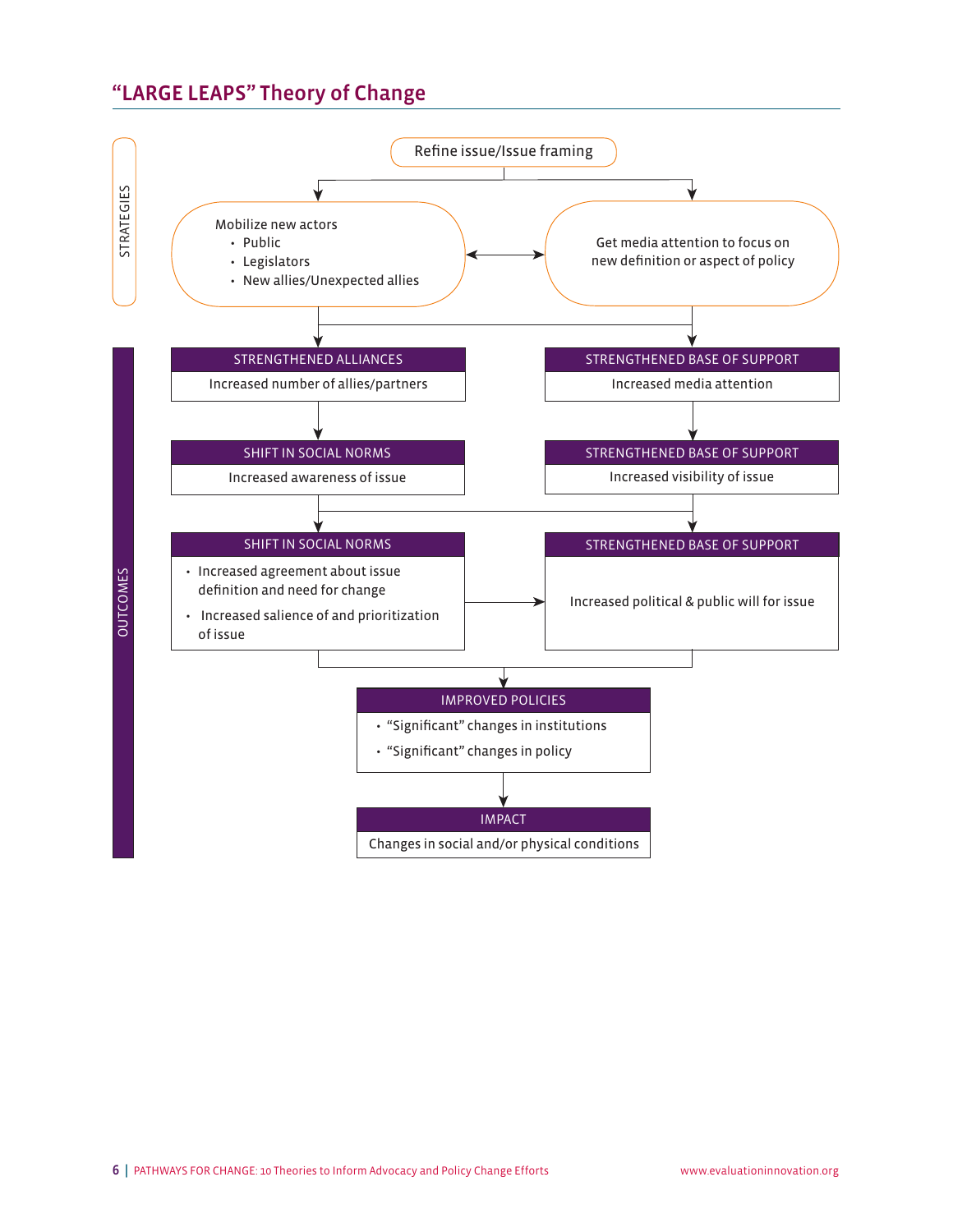## "LARGE LEAPS" Theory of Change

STRATEGIES

Refine issue/Issue framing

Mobilize new actors
- Public
- Legislators
- New allies/Unexpected allies

Get media attention to focus on new definition or aspect of policy

OUTCOMES

STRENGTHENED ALLIANCES
Increased number of allies/partners

STRENGTHENED BASE OF SUPPORT
Increased media attention

SHIFT IN SOCIAL NORMS
Increased awareness of issue

STRENGTHENED BASE OF SUPPORT
Increased visibility of issue

SHIFT IN SOCIAL NORMS
- Increased agreement about issue definition and need for change
- Increased salience of and prioritization of issue

STRENGTHENED BASE OF SUPPORT
Increased political & public will for issue

IMPROVED POLICIES
- "Significant" changes in institutions
- "Significant" changes in policy

IMPACT
Changes in social and/or physical conditions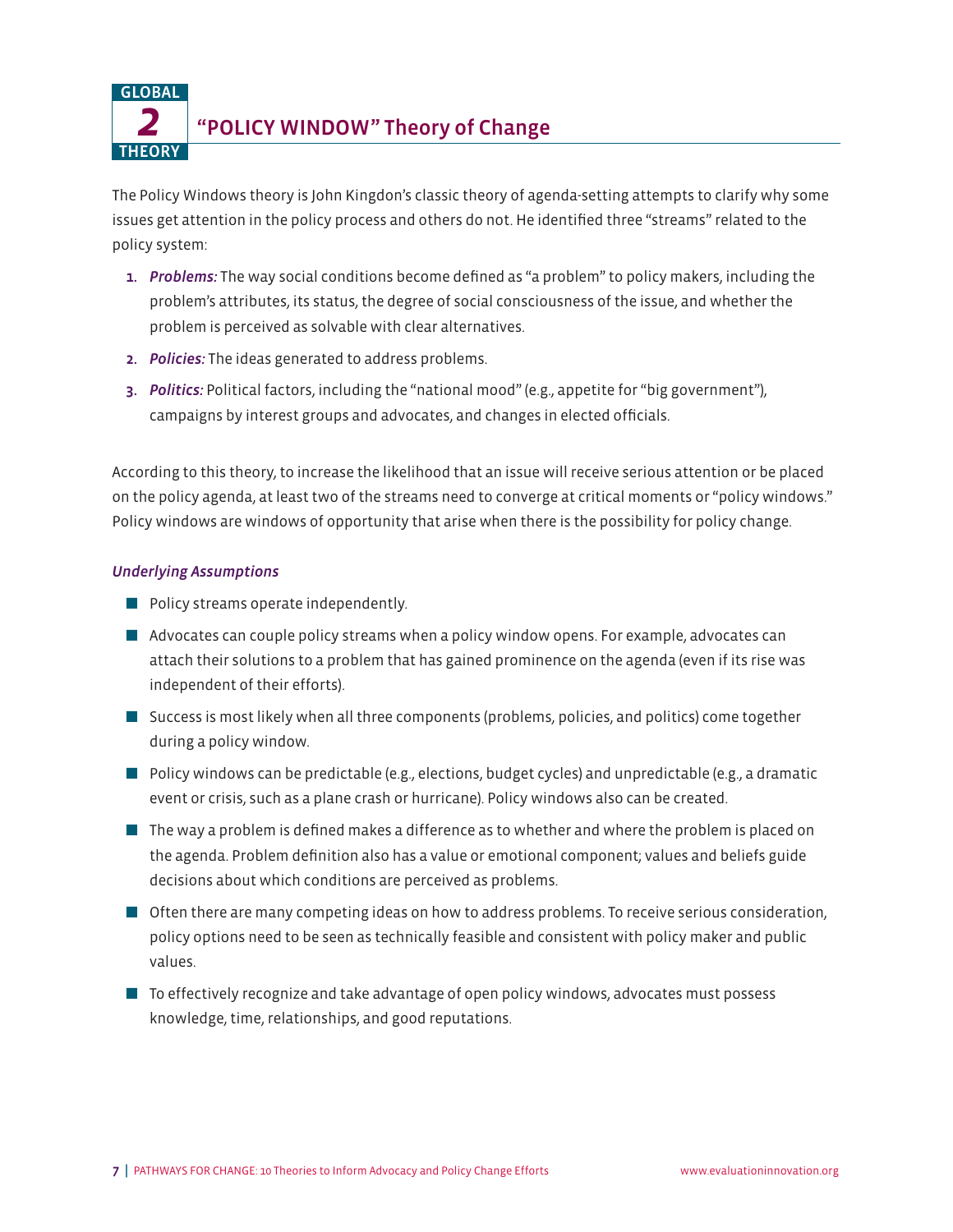# GLOBAL THEORY 2 — "POLICY WINDOW" Theory of Change

The Policy Windows theory is John Kingdon's classic theory of agenda-setting attempts to clarify why some issues get attention in the policy process and others do not. He identified three "streams" related to the policy system:

1. ***Problems:*** The way social conditions become defined as "a problem" to policy makers, including the problem's attributes, its status, the degree of social consciousness of the issue, and whether the problem is perceived as solvable with clear alternatives.
2. ***Policies:*** The ideas generated to address problems.
3. ***Politics:*** Political factors, including the "national mood" (e.g., appetite for "big government"), campaigns by interest groups and advocates, and changes in elected officials.

According to this theory, to increase the likelihood that an issue will receive serious attention or be placed on the policy agenda, at least two of the streams need to converge at critical moments or "policy windows." Policy windows are windows of opportunity that arise when there is the possibility for policy change.

### *Underlying Assumptions*

- Policy streams operate independently.
- Advocates can couple policy streams when a policy window opens. For example, advocates can attach their solutions to a problem that has gained prominence on the agenda (even if its rise was independent of their efforts).
- Success is most likely when all three components (problems, policies, and politics) come together during a policy window.
- Policy windows can be predictable (e.g., elections, budget cycles) and unpredictable (e.g., a dramatic event or crisis, such as a plane crash or hurricane). Policy windows also can be created.
- The way a problem is defined makes a difference as to whether and where the problem is placed on the agenda. Problem definition also has a value or emotional component; values and beliefs guide decisions about which conditions are perceived as problems.
- Often there are many competing ideas on how to address problems. To receive serious consideration, policy options need to be seen as technically feasible and consistent with policy maker and public values.
- To effectively recognize and take advantage of open policy windows, advocates must possess knowledge, time, relationships, and good reputations.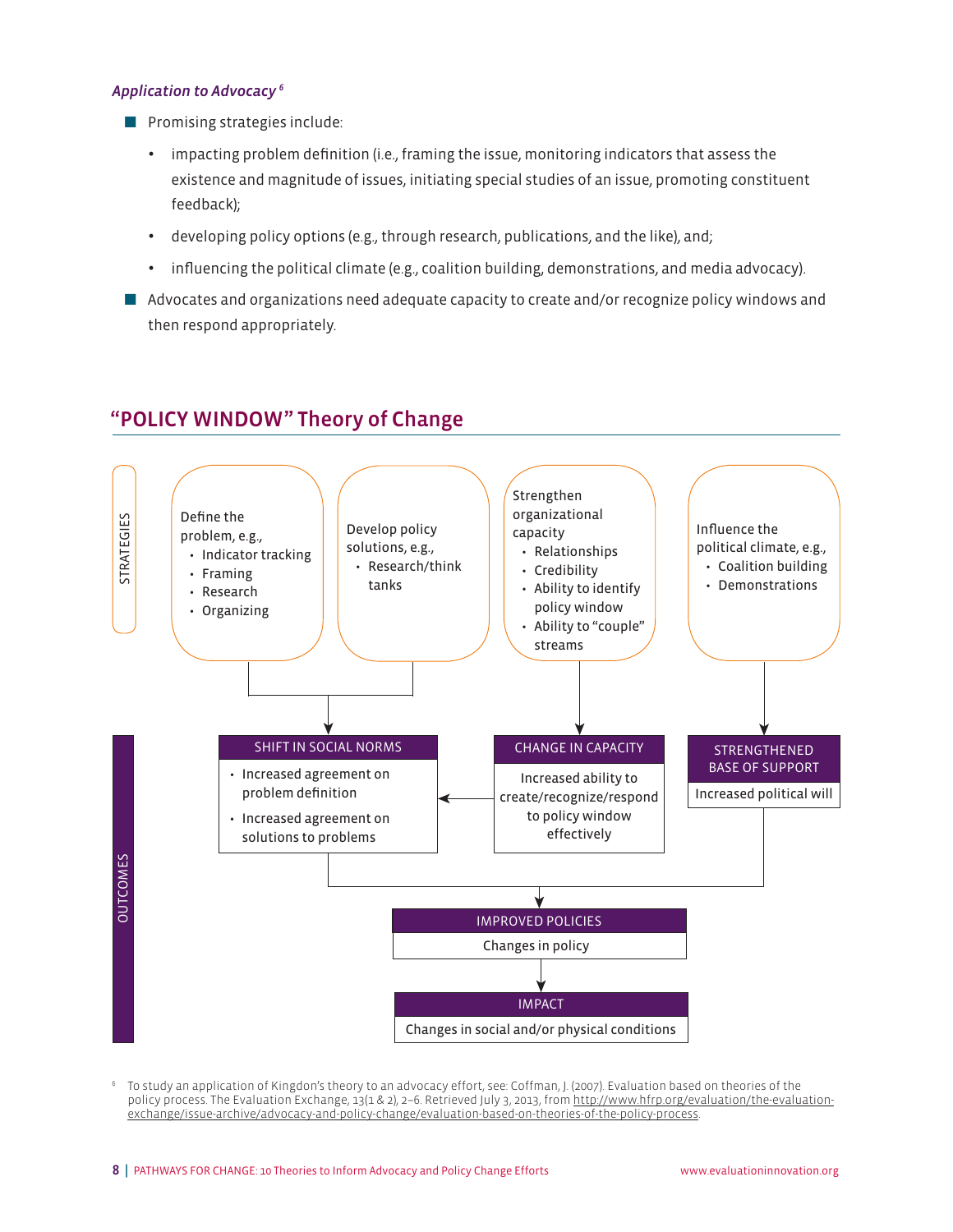*Application to Advocacy* [6]

- Promising strategies include:
  - impacting problem definition (i.e., framing the issue, monitoring indicators that assess the existence and magnitude of issues, initiating special studies of an issue, promoting constituent feedback);
  - developing policy options (e.g., through research, publications, and the like), and;
  - influencing the political climate (e.g., coalition building, demonstrations, and media advocacy).
- Advocates and organizations need adequate capacity to create and/or recognize policy windows and then respond appropriately.

## "POLICY WINDOW" Theory of Change

**STRATEGIES**

- Define the problem, e.g.,
  - Indicator tracking
  - Framing
  - Research
  - Organizing
- Develop policy solutions, e.g.,
  - Research/think tanks
- Strengthen organizational capacity
  - Relationships
  - Credibility
  - Ability to identify policy window
  - Ability to "couple" streams
- Influence the political climate, e.g.,
  - Coalition building
  - Demonstrations

**OUTCOMES**

**SHIFT IN SOCIAL NORMS**
- Increased agreement on problem definition
- Increased agreement on solutions to problems

**CHANGE IN CAPACITY**
Increased ability to create/recognize/respond to policy window effectively

**STRENGTHENED BASE OF SUPPORT**
Increased political will

**IMPROVED POLICIES**
Changes in policy

**IMPACT**
Changes in social and/or physical conditions

[6] To study an application of Kingdon's theory to an advocacy effort, see: Coffman, J. (2007). Evaluation based on theories of the policy process. The Evaluation Exchange, 13(1 & 2), 2–6. Retrieved July 3, 2013, from http://www.hfrp.org/evaluation/the-evaluation-exchange/issue-archive/advocacy-and-policy-change/evaluation-based-on-theories-of-the-policy-process.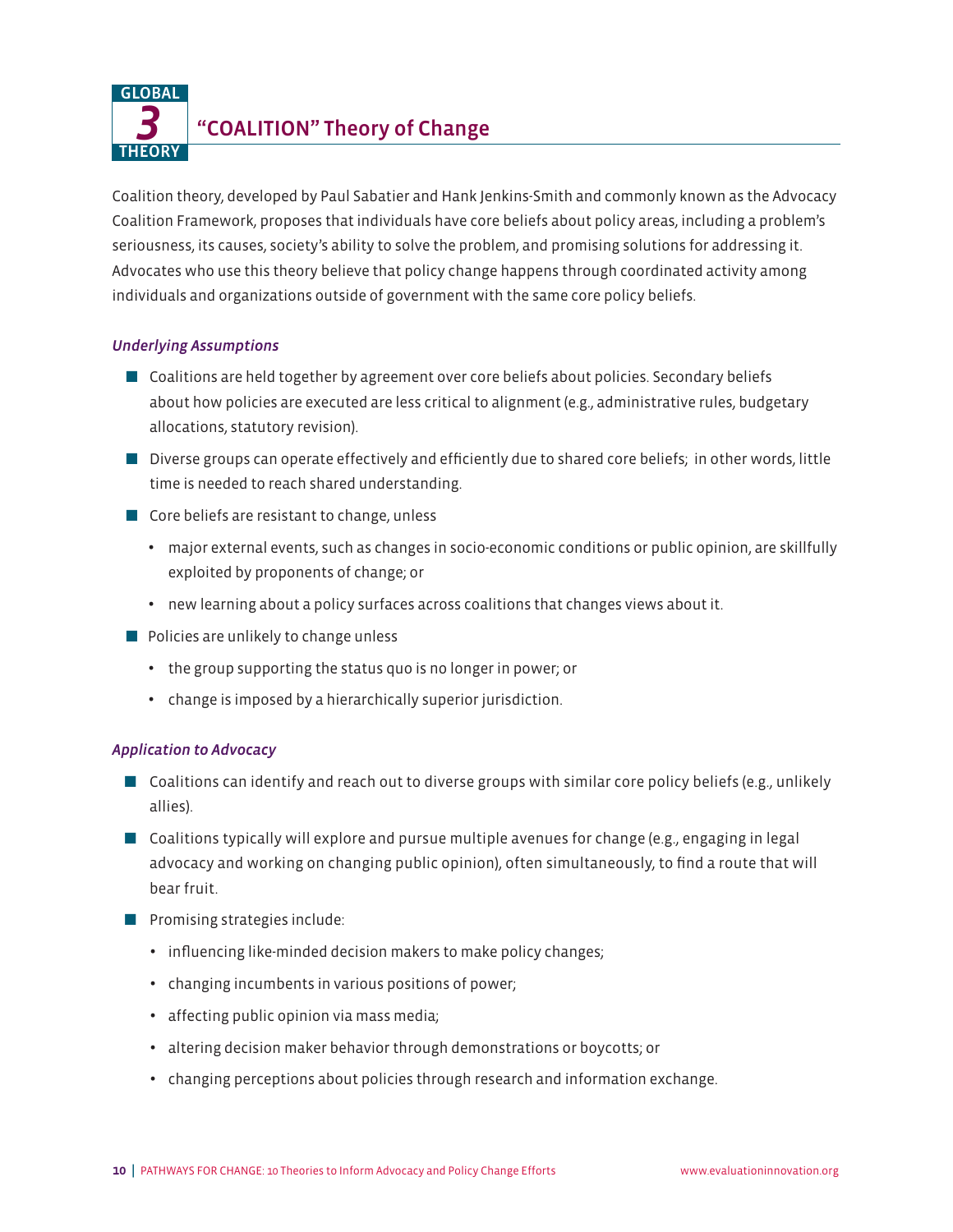GLOBAL **3** THEORY

## "COALITION" Theory of Change

Coalition theory, developed by Paul Sabatier and Hank Jenkins-Smith and commonly known as the Advocacy Coalition Framework, proposes that individuals have core beliefs about policy areas, including a problem's seriousness, its causes, society's ability to solve the problem, and promising solutions for addressing it. Advocates who use this theory believe that policy change happens through coordinated activity among individuals and organizations outside of government with the same core policy beliefs.

### *Underlying Assumptions*

- Coalitions are held together by agreement over core beliefs about policies. Secondary beliefs about how policies are executed are less critical to alignment (e.g., administrative rules, budgetary allocations, statutory revision).
- Diverse groups can operate effectively and efficiently due to shared core beliefs; in other words, little time is needed to reach shared understanding.
- Core beliefs are resistant to change, unless
  - major external events, such as changes in socio-economic conditions or public opinion, are skillfully exploited by proponents of change; or
  - new learning about a policy surfaces across coalitions that changes views about it.
- Policies are unlikely to change unless
  - the group supporting the status quo is no longer in power; or
  - change is imposed by a hierarchically superior jurisdiction.

### *Application to Advocacy*

- Coalitions can identify and reach out to diverse groups with similar core policy beliefs (e.g., unlikely allies).
- Coalitions typically will explore and pursue multiple avenues for change (e.g., engaging in legal advocacy and working on changing public opinion), often simultaneously, to find a route that will bear fruit.
- Promising strategies include:
  - influencing like-minded decision makers to make policy changes;
  - changing incumbents in various positions of power;
  - affecting public opinion via mass media;
  - altering decision maker behavior through demonstrations or boycotts; or
  - changing perceptions about policies through research and information exchange.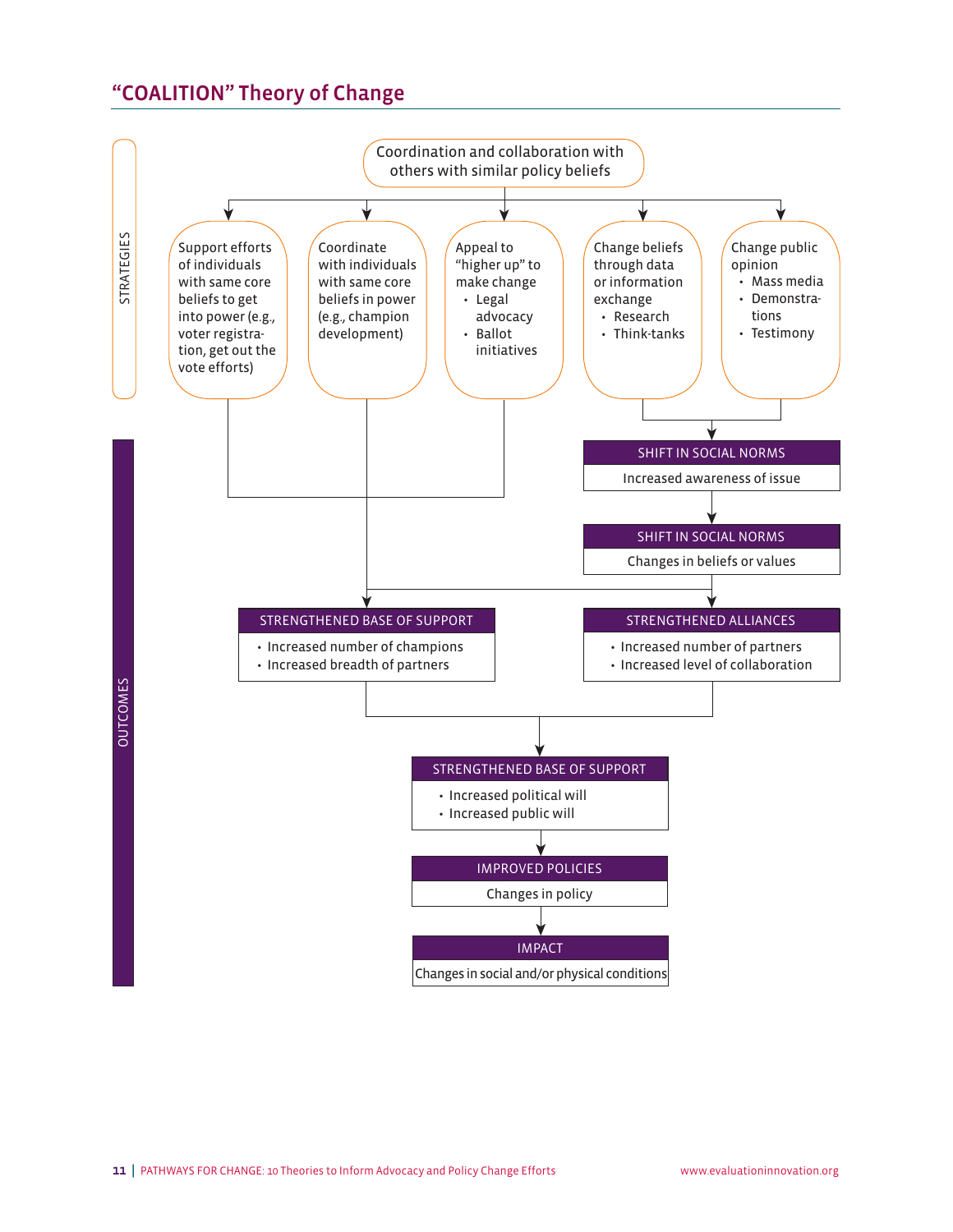## "COALITION" Theory of Change

**STRATEGIES**

Coordination and collaboration with others with similar policy beliefs

- Support efforts of individuals with same core beliefs to get into power (e.g., voter registration, get out the vote efforts)
- Coordinate with individuals with same core beliefs in power (e.g., champion development)
- Appeal to "higher up" to make change
  - Legal advocacy
  - Ballot initiatives
- Change beliefs through data or information exchange
  - Research
  - Think-tanks
- Change public opinion
  - Mass media
  - Demonstrations
  - Testimony

**OUTCOMES**

SHIFT IN SOCIAL NORMS
Increased awareness of issue

SHIFT IN SOCIAL NORMS
Changes in beliefs or values

STRENGTHENED BASE OF SUPPORT
- Increased number of champions
- Increased breadth of partners

STRENGTHENED ALLIANCES
- Increased number of partners
- Increased level of collaboration

STRENGTHENED BASE OF SUPPORT
- Increased political will
- Increased public will

IMPROVED POLICIES
Changes in policy

IMPACT
Changes in social and/or physical conditions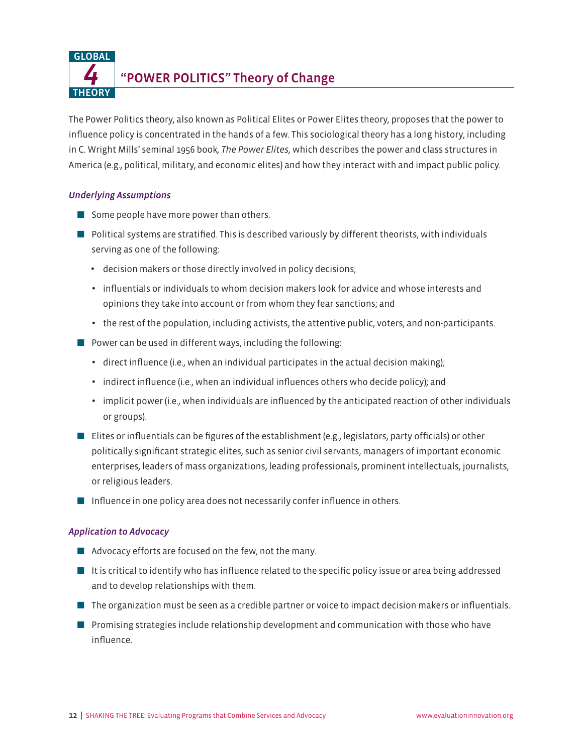GLOBAL **4** THEORY

## "POWER POLITICS" Theory of Change

The Power Politics theory, also known as Political Elites or Power Elites theory, proposes that the power to influence policy is concentrated in the hands of a few. This sociological theory has a long history, including in C. Wright Mills' seminal 1956 book, *The Power Elites,* which describes the power and class structures in America (e.g., political, military, and economic elites) and how they interact with and impact public policy.

### *Underlying Assumptions*

- Some people have more power than others.
- Political systems are stratified. This is described variously by different theorists, with individuals serving as one of the following:
  - decision makers or those directly involved in policy decisions;
  - influentials or individuals to whom decision makers look for advice and whose interests and opinions they take into account or from whom they fear sanctions; and
  - the rest of the population, including activists, the attentive public, voters, and non-participants.
- Power can be used in different ways, including the following:
  - direct influence (i.e., when an individual participates in the actual decision making);
  - indirect influence (i.e., when an individual influences others who decide policy); and
  - implicit power (i.e., when individuals are influenced by the anticipated reaction of other individuals or groups).
- Elites or influentials can be figures of the establishment (e.g., legislators, party officials) or other politically significant strategic elites, such as senior civil servants, managers of important economic enterprises, leaders of mass organizations, leading professionals, prominent intellectuals, journalists, or religious leaders.
- Influence in one policy area does not necessarily confer influence in others.

### *Application to Advocacy*

- Advocacy efforts are focused on the few, not the many.
- It is critical to identify who has influence related to the specific policy issue or area being addressed and to develop relationships with them.
- The organization must be seen as a credible partner or voice to impact decision makers or influentials.
- Promising strategies include relationship development and communication with those who have influence.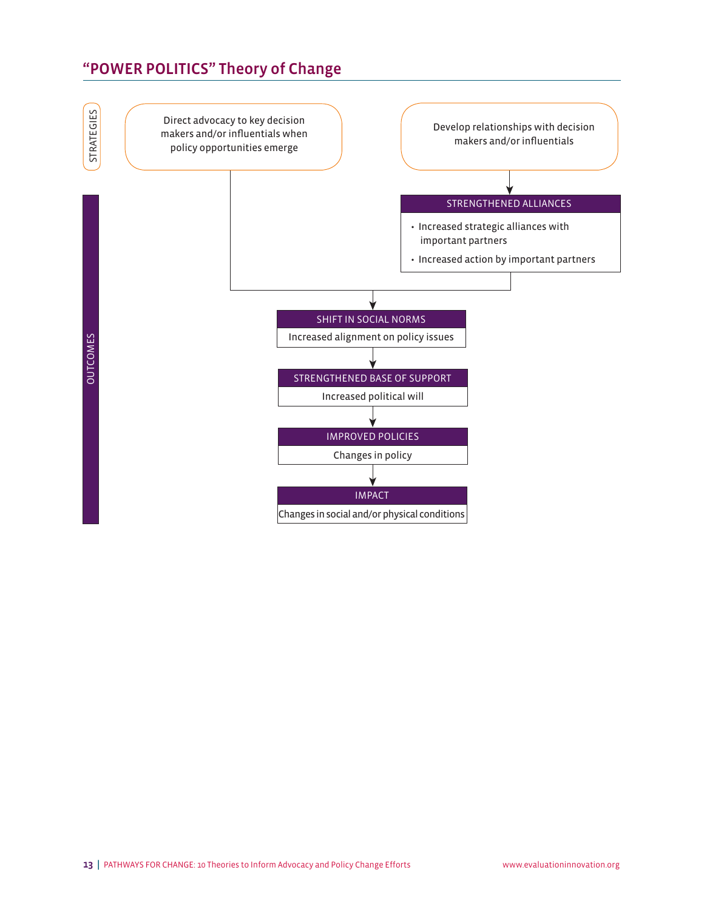## "POWER POLITICS" Theory of Change

**STRATEGIES**

- Direct advocacy to key decision makers and/or influentials when policy opportunities emerge
- Develop relationships with decision makers and/or influentials

**OUTCOMES**

**STRENGTHENED ALLIANCES**
- Increased strategic alliances with important partners
- Increased action by important partners

**SHIFT IN SOCIAL NORMS**
Increased alignment on policy issues

**STRENGTHENED BASE OF SUPPORT**
Increased political will

**IMPROVED POLICIES**
Changes in policy

**IMPACT**
Changes in social and/or physical conditions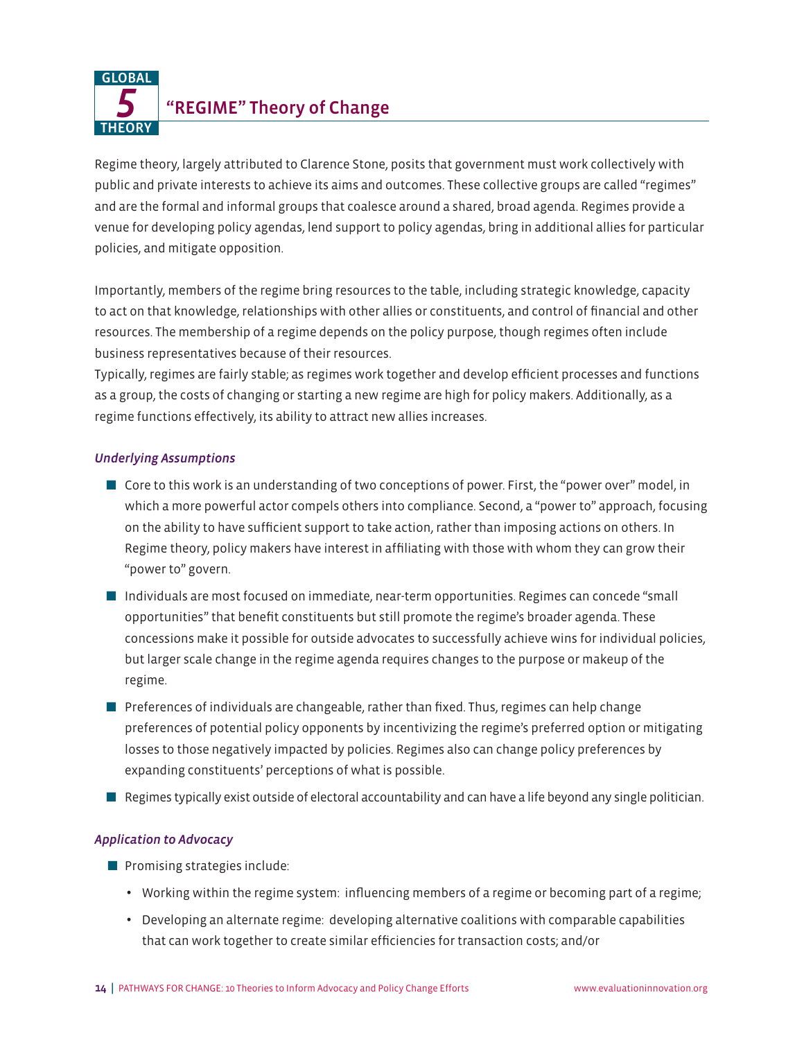## GLOBAL 5 THEORY "REGIME" Theory of Change

Regime theory, largely attributed to Clarence Stone, posits that government must work collectively with public and private interests to achieve its aims and outcomes. These collective groups are called "regimes" and are the formal and informal groups that coalesce around a shared, broad agenda. Regimes provide a venue for developing policy agendas, lend support to policy agendas, bring in additional allies for particular policies, and mitigate opposition.

Importantly, members of the regime bring resources to the table, including strategic knowledge, capacity to act on that knowledge, relationships with other allies or constituents, and control of financial and other resources. The membership of a regime depends on the policy purpose, though regimes often include business representatives because of their resources.

Typically, regimes are fairly stable; as regimes work together and develop efficient processes and functions as a group, the costs of changing or starting a new regime are high for policy makers. Additionally, as a regime functions effectively, its ability to attract new allies increases.

*Underlying Assumptions*

- Core to this work is an understanding of two conceptions of power. First, the "power over" model, in which a more powerful actor compels others into compliance. Second, a "power to" approach, focusing on the ability to have sufficient support to take action, rather than imposing actions on others. In Regime theory, policy makers have interest in affiliating with those with whom they can grow their "power to" govern.
- Individuals are most focused on immediate, near-term opportunities. Regimes can concede "small opportunities" that benefit constituents but still promote the regime's broader agenda. These concessions make it possible for outside advocates to successfully achieve wins for individual policies, but larger scale change in the regime agenda requires changes to the purpose or makeup of the regime.
- Preferences of individuals are changeable, rather than fixed. Thus, regimes can help change preferences of potential policy opponents by incentivizing the regime's preferred option or mitigating losses to those negatively impacted by policies. Regimes also can change policy preferences by expanding constituents' perceptions of what is possible.
- Regimes typically exist outside of electoral accountability and can have a life beyond any single politician.

*Application to Advocacy*

- Promising strategies include:
  - Working within the regime system: influencing members of a regime or becoming part of a regime;
  - Developing an alternate regime: developing alternative coalitions with comparable capabilities that can work together to create similar efficiencies for transaction costs; and/or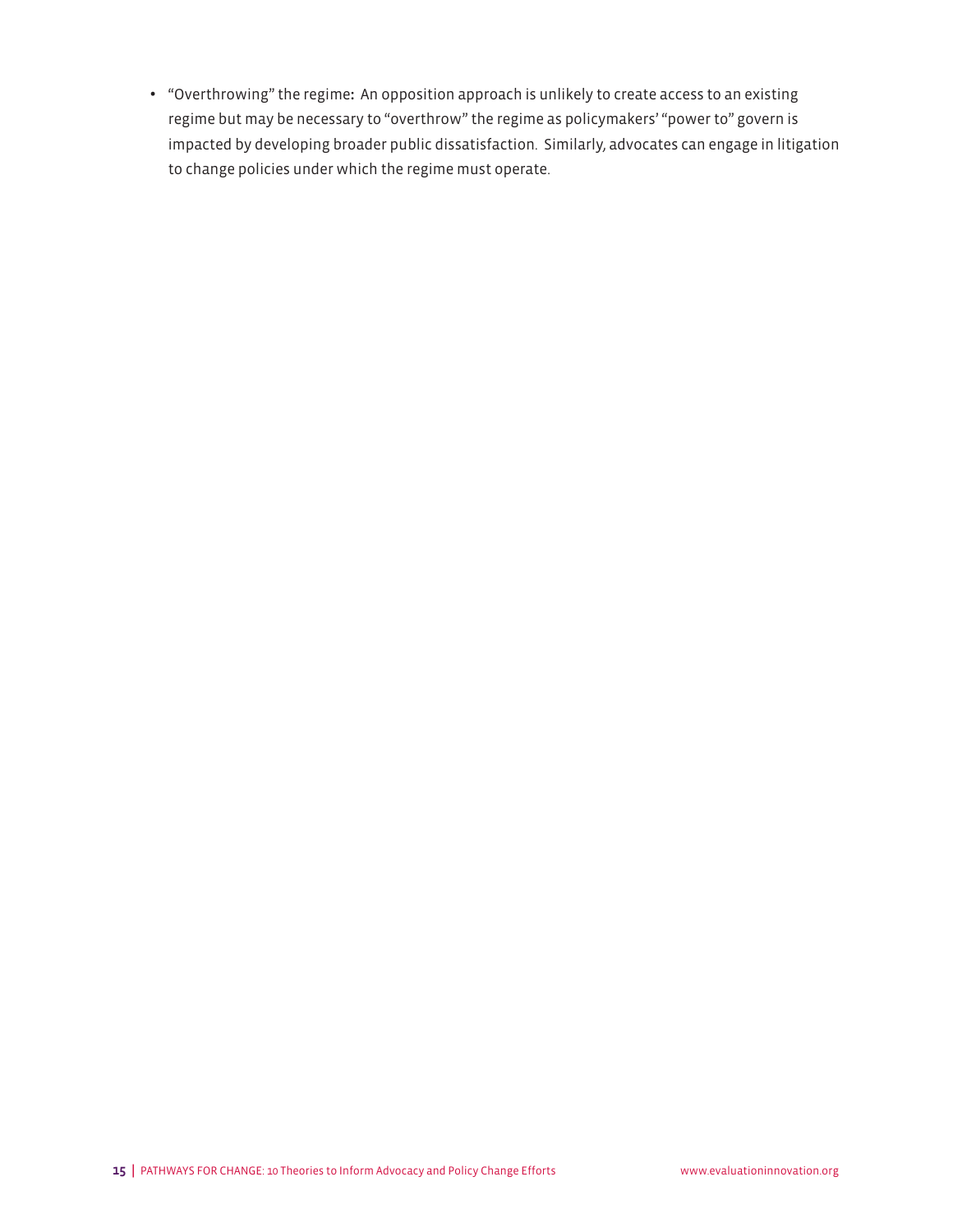- "Overthrowing" the regime**:** An opposition approach is unlikely to create access to an existing regime but may be necessary to "overthrow" the regime as policymakers' "power to" govern is impacted by developing broader public dissatisfaction. Similarly, advocates can engage in litigation to change policies under which the regime must operate.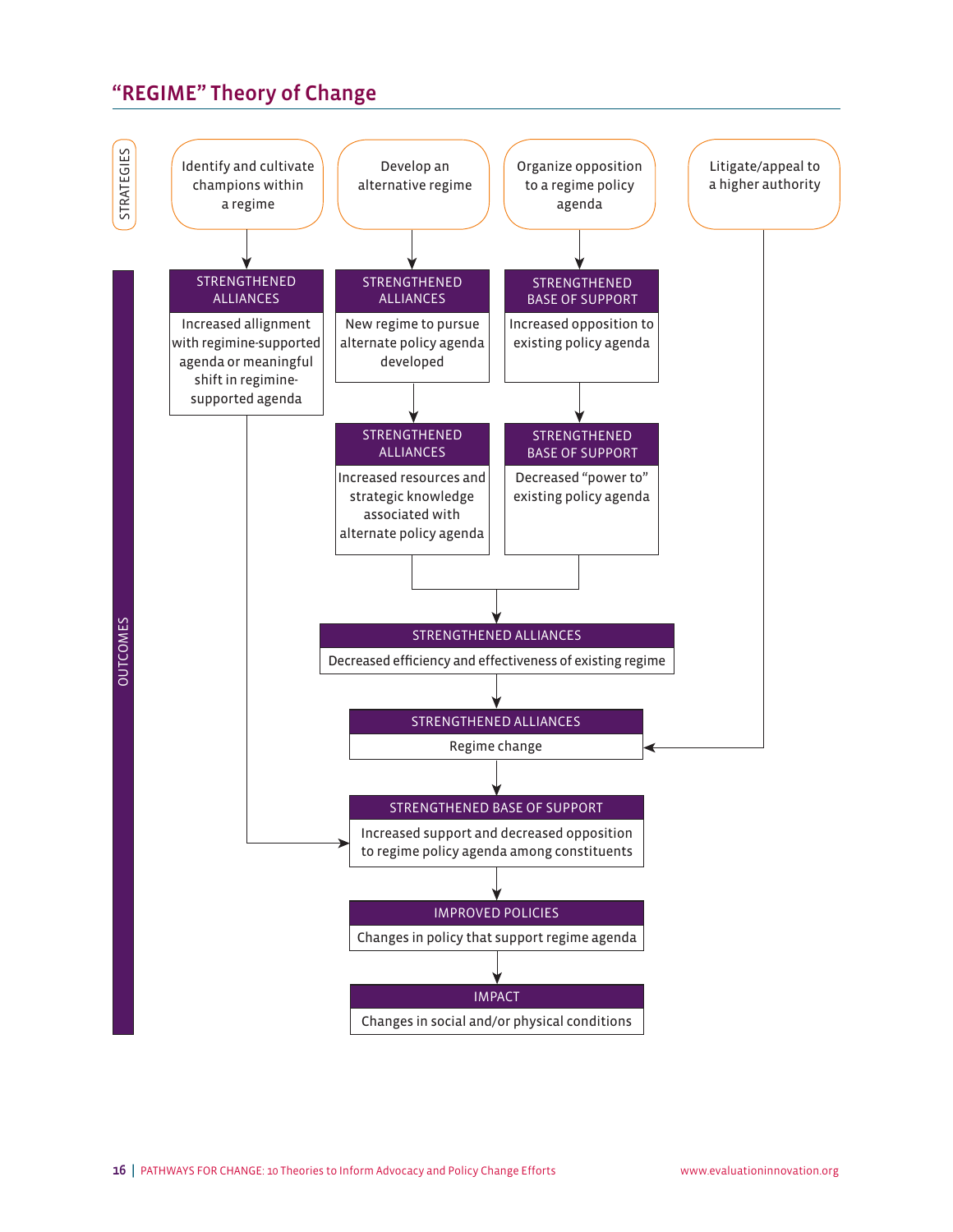## "REGIME" Theory of Change

**STRATEGIES**

- Identify and cultivate champions within a regime
- Develop an alternative regime
- Organize opposition to a regime policy agenda
- Litigate/appeal to a higher authority

**OUTCOMES**

**Identify and cultivate champions within a regime →**

- STRENGTHENED ALLIANCES: Increased allignment with regimine-supported agenda or meaningful shift in regimine-supported agenda → (leads to "Increased support and decreased opposition to regime policy agenda among constituents")

**Develop an alternative regime →**

- STRENGTHENED ALLIANCES: New regime to pursue alternate policy agenda developed
- ↓ STRENGTHENED ALLIANCES: Increased resources and strategic knowledge associated with alternate policy agenda

**Organize opposition to a regime policy agenda →**

- STRENGTHENED BASE OF SUPPORT: Increased opposition to existing policy agenda
- ↓ STRENGTHENED BASE OF SUPPORT: Decreased "power to" existing policy agenda

**Both of the above pathways lead to →**

- STRENGTHENED ALLIANCES: Decreased efficiency and effectiveness of existing regime
- ↓ STRENGTHENED ALLIANCES: Regime change (also reached directly from "Litigate/appeal to a higher authority")
- ↓ STRENGTHENED BASE OF SUPPORT: Increased support and decreased opposition to regime policy agenda among constituents
- ↓ IMPROVED POLICIES: Changes in policy that support regime agenda
- ↓ IMPACT: Changes in social and/or physical conditions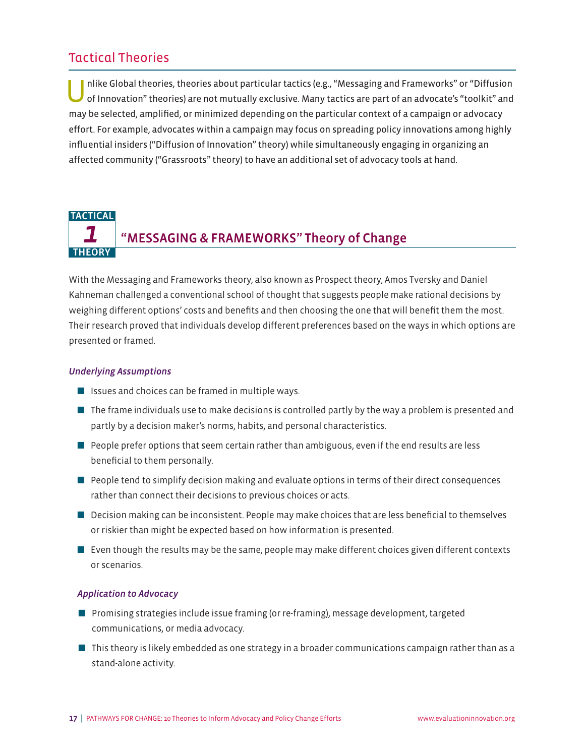## Tactical Theories

Unlike Global theories, theories about particular tactics (e.g., "Messaging and Frameworks" or "Diffusion of Innovation" theories) are not mutually exclusive. Many tactics are part of an advocate's "toolkit" and may be selected, amplified, or minimized depending on the particular context of a campaign or advocacy effort. For example, advocates within a campaign may focus on spreading policy innovations among highly influential insiders ("Diffusion of Innovation" theory) while simultaneously engaging in organizing an affected community ("Grassroots" theory) to have an additional set of advocacy tools at hand.

### TACTICAL THEORY 1: "MESSAGING & FRAMEWORKS" Theory of Change

With the Messaging and Frameworks theory, also known as Prospect theory, Amos Tversky and Daniel Kahneman challenged a conventional school of thought that suggests people make rational decisions by weighing different options' costs and benefits and then choosing the one that will benefit them the most. Their research proved that individuals develop different preferences based on the ways in which options are presented or framed.

#### *Underlying Assumptions*

- Issues and choices can be framed in multiple ways.
- The frame individuals use to make decisions is controlled partly by the way a problem is presented and partly by a decision maker's norms, habits, and personal characteristics.
- People prefer options that seem certain rather than ambiguous, even if the end results are less beneficial to them personally.
- People tend to simplify decision making and evaluate options in terms of their direct consequences rather than connect their decisions to previous choices or acts.
- Decision making can be inconsistent. People may make choices that are less beneficial to themselves or riskier than might be expected based on how information is presented.
- Even though the results may be the same, people may make different choices given different contexts or scenarios.

#### *Application to Advocacy*

- Promising strategies include issue framing (or re-framing), message development, targeted communications, or media advocacy.
- This theory is likely embedded as one strategy in a broader communications campaign rather than as a stand-alone activity.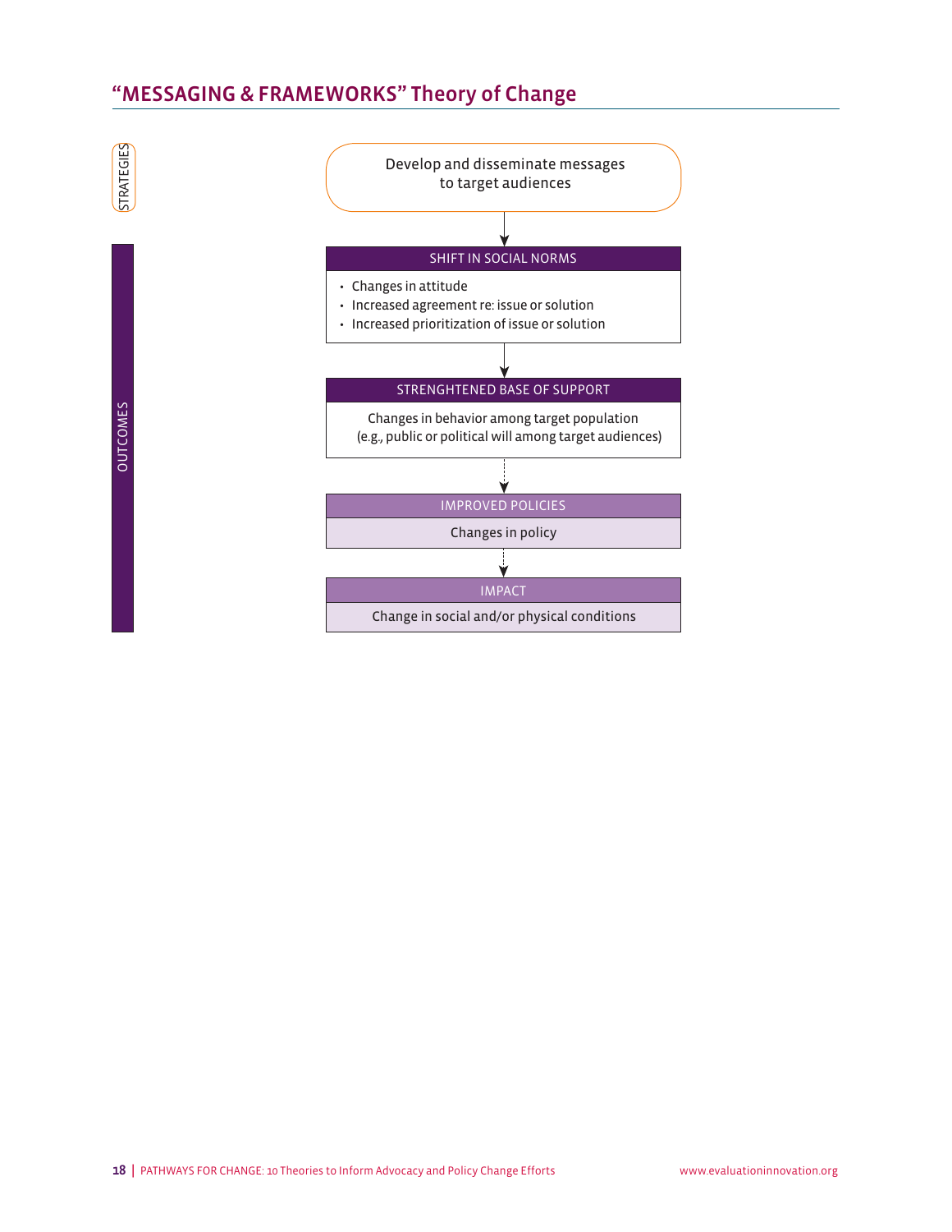## "MESSAGING & FRAMEWORKS" Theory of Change

**STRATEGIES**

Develop and disseminate messages to target audiences

↓

**OUTCOMES**

**SHIFT IN SOCIAL NORMS**

- Changes in attitude
- Increased agreement re: issue or solution
- Increased prioritization of issue or solution

↓

**STRENGHTENED BASE OF SUPPORT**

Changes in behavior among target population (e.g., public or political will among target audiences)

↓

**IMPROVED POLICIES**

Changes in policy

↓

**IMPACT**

Change in social and/or physical conditions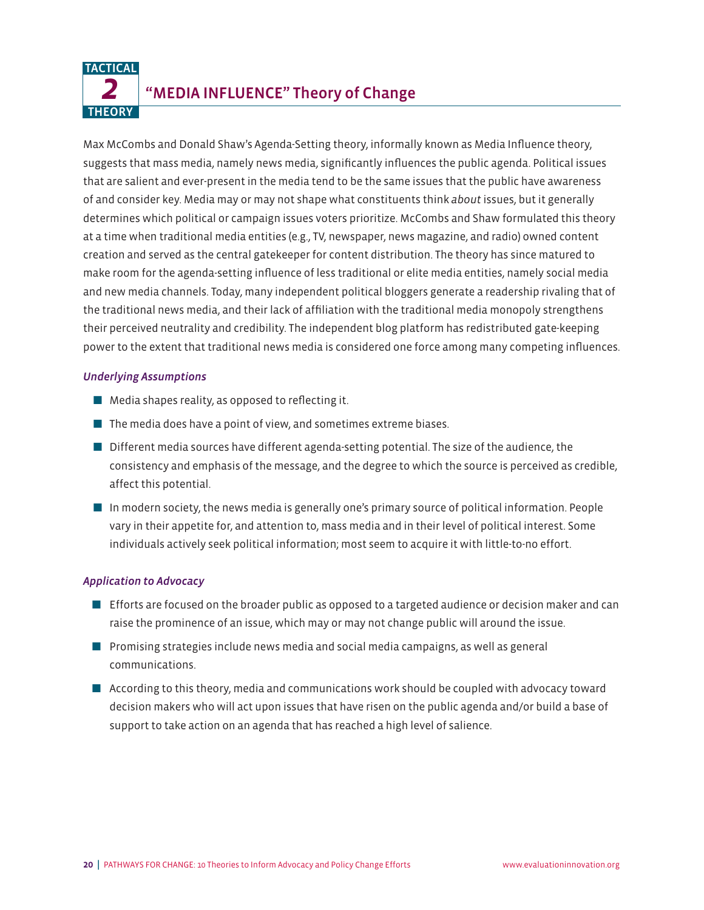TACTICAL **2** THEORY

## "MEDIA INFLUENCE" Theory of Change

Max McCombs and Donald Shaw's Agenda-Setting theory, informally known as Media Influence theory, suggests that mass media, namely news media, significantly influences the public agenda. Political issues that are salient and ever-present in the media tend to be the same issues that the public have awareness of and consider key. Media may or may not shape what constituents think *about* issues, but it generally determines which political or campaign issues voters prioritize. McCombs and Shaw formulated this theory at a time when traditional media entities (e.g., TV, newspaper, news magazine, and radio) owned content creation and served as the central gatekeeper for content distribution. The theory has since matured to make room for the agenda-setting influence of less traditional or elite media entities, namely social media and new media channels. Today, many independent political bloggers generate a readership rivaling that of the traditional news media, and their lack of affiliation with the traditional media monopoly strengthens their perceived neutrality and credibility. The independent blog platform has redistributed gate-keeping power to the extent that traditional news media is considered one force among many competing influences.

### *Underlying Assumptions*

- Media shapes reality, as opposed to reflecting it.
- The media does have a point of view, and sometimes extreme biases.
- Different media sources have different agenda-setting potential. The size of the audience, the consistency and emphasis of the message, and the degree to which the source is perceived as credible, affect this potential.
- In modern society, the news media is generally one's primary source of political information. People vary in their appetite for, and attention to, mass media and in their level of political interest. Some individuals actively seek political information; most seem to acquire it with little-to-no effort.

### *Application to Advocacy*

- Efforts are focused on the broader public as opposed to a targeted audience or decision maker and can raise the prominence of an issue, which may or may not change public will around the issue.
- Promising strategies include news media and social media campaigns, as well as general communications.
- According to this theory, media and communications work should be coupled with advocacy toward decision makers who will act upon issues that have risen on the public agenda and/or build a base of support to take action on an agenda that has reached a high level of salience.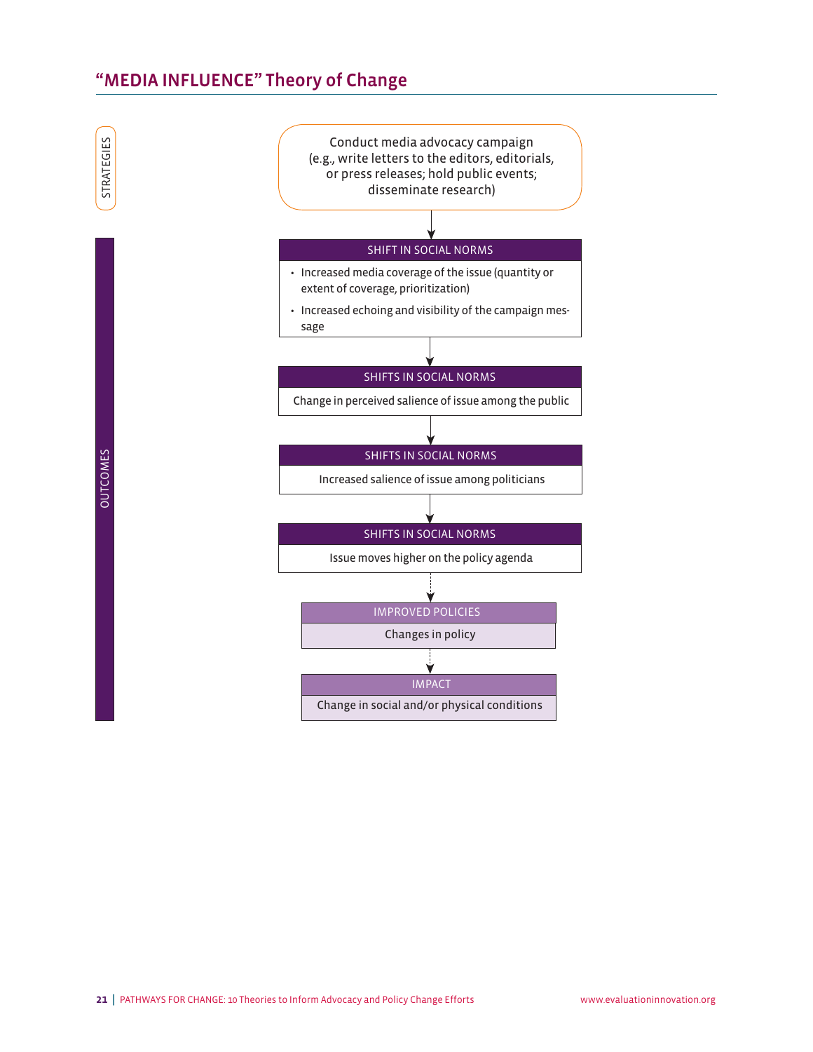## "MEDIA INFLUENCE" Theory of Change

STRATEGIES

Conduct media advocacy campaign (e.g., write letters to the editors, editorials, or press releases; hold public events; disseminate research)

↓

OUTCOMES

**SHIFT IN SOCIAL NORMS**

- Increased media coverage of the issue (quantity or extent of coverage, prioritization)
- Increased echoing and visibility of the campaign message

↓

**SHIFTS IN SOCIAL NORMS**

Change in perceived salience of issue among the public

↓

**SHIFTS IN SOCIAL NORMS**

Increased salience of issue among politicians

↓

**SHIFTS IN SOCIAL NORMS**

Issue moves higher on the policy agenda

↓

**IMPROVED POLICIES**

Changes in policy

↓

**IMPACT**

Change in social and/or physical conditions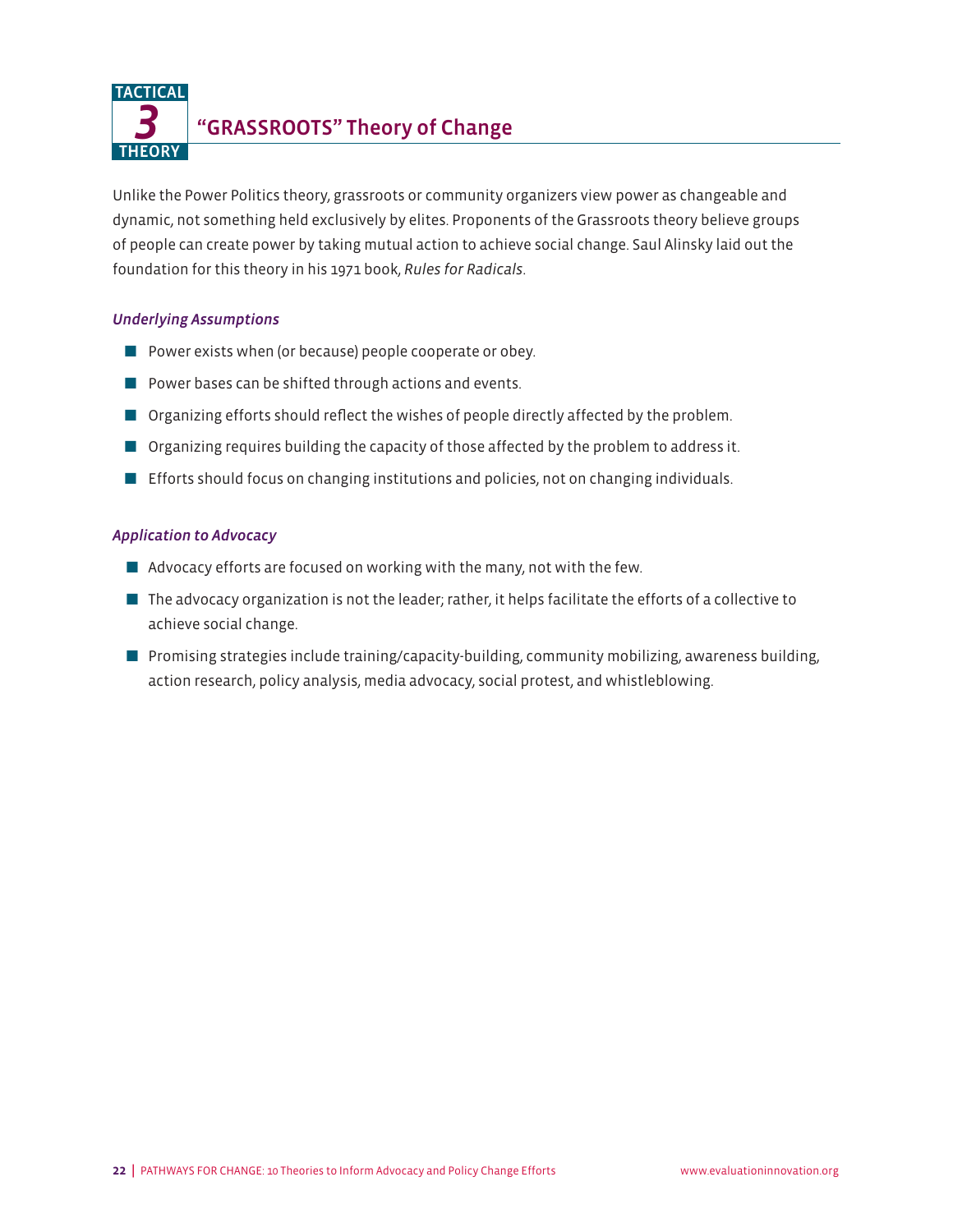## TACTICAL THEORY 3 — "GRASSROOTS" Theory of Change

Unlike the Power Politics theory, grassroots or community organizers view power as changeable and dynamic, not something held exclusively by elites. Proponents of the Grassroots theory believe groups of people can create power by taking mutual action to achieve social change. Saul Alinsky laid out the foundation for this theory in his 1971 book, *Rules for Radicals*.

### *Underlying Assumptions*

- Power exists when (or because) people cooperate or obey.
- Power bases can be shifted through actions and events.
- Organizing efforts should reflect the wishes of people directly affected by the problem.
- Organizing requires building the capacity of those affected by the problem to address it.
- Efforts should focus on changing institutions and policies, not on changing individuals.

### *Application to Advocacy*

- Advocacy efforts are focused on working with the many, not with the few.
- The advocacy organization is not the leader; rather, it helps facilitate the efforts of a collective to achieve social change.
- Promising strategies include training/capacity-building, community mobilizing, awareness building, action research, policy analysis, media advocacy, social protest, and whistleblowing.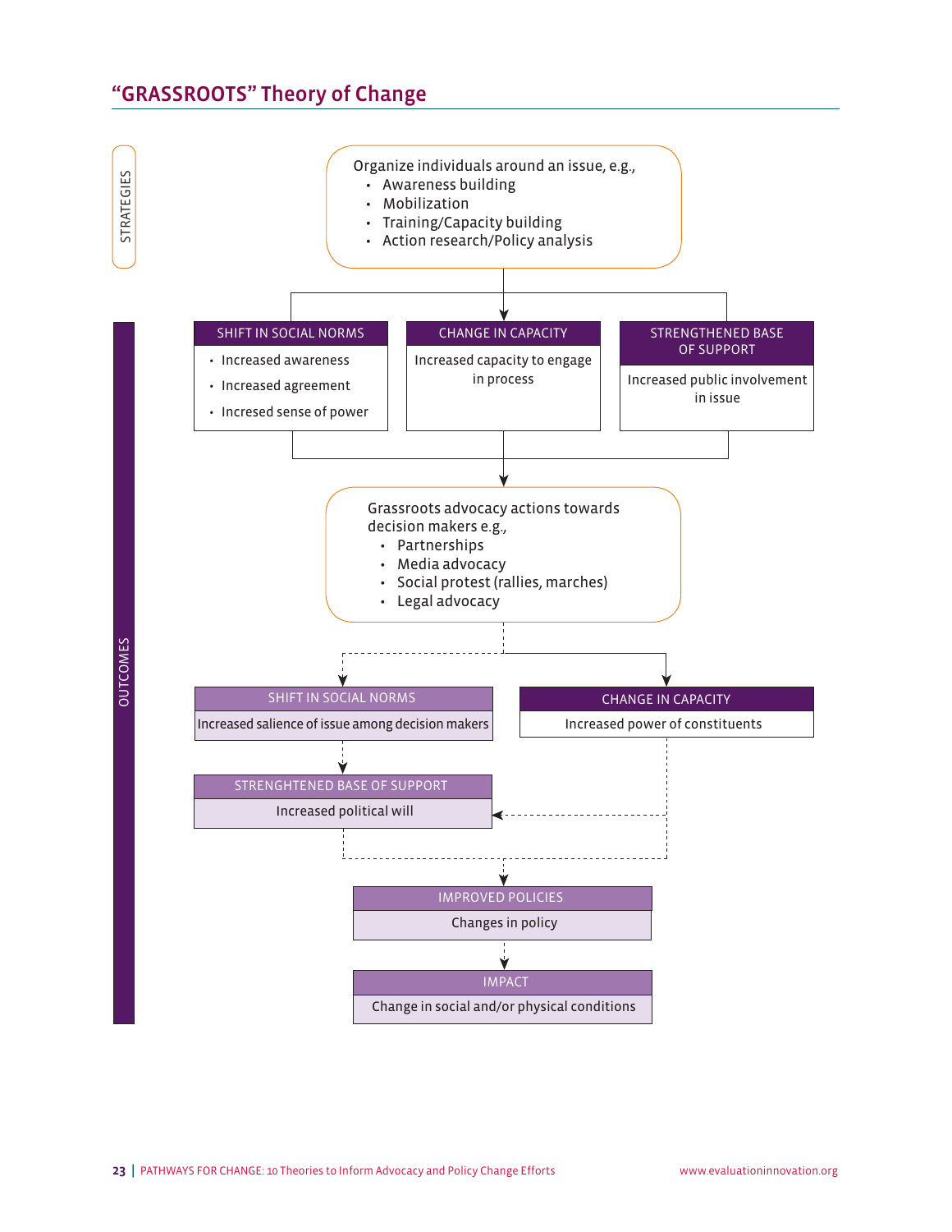## "GRASSROOTS" Theory of Change

STRATEGIES

Organize individuals around an issue, e.g.,

- Awareness building
- Mobilization
- Training/Capacity building
- Action research/Policy analysis

OUTCOMES

**SHIFT IN SOCIAL NORMS**

- Increased awareness
- Increased agreement
- Incresed sense of power

**CHANGE IN CAPACITY**

Increased capacity to engage in process

**STRENGTHENED BASE OF SUPPORT**

Increased public involvement in issue

Grassroots advocacy actions towards decision makers e.g.,

- Partnerships
- Media advocacy
- Social protest (rallies, marches)
- Legal advocacy

**SHIFT IN SOCIAL NORMS**

Increased salience of issue among decision makers

**CHANGE IN CAPACITY**

Increased power of constituents

**STRENGHTENED BASE OF SUPPORT**

Increased political will

**IMPROVED POLICIES**

Changes in policy

**IMPACT**

Change in social and/or physical conditions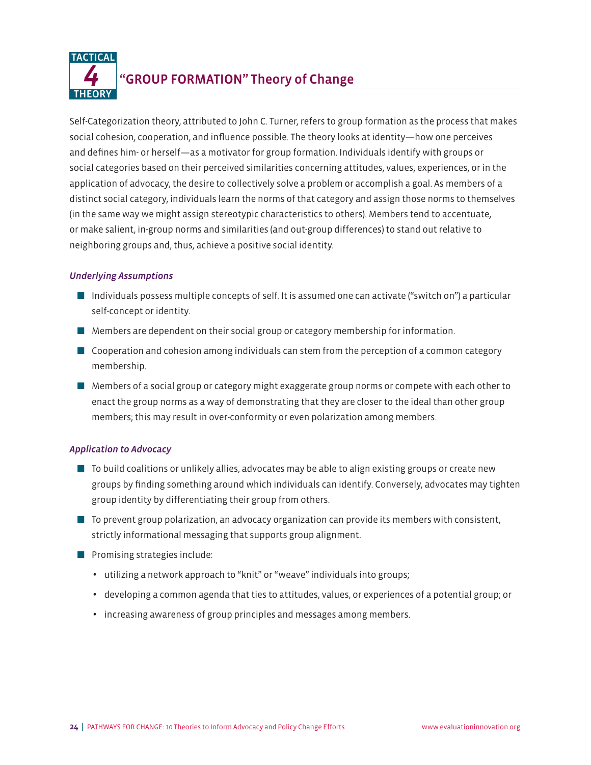## TACTICAL THEORY 4 "GROUP FORMATION" Theory of Change

Self-Categorization theory, attributed to John C. Turner, refers to group formation as the process that makes social cohesion, cooperation, and influence possible. The theory looks at identity—how one perceives and defines him- or herself—as a motivator for group formation. Individuals identify with groups or social categories based on their perceived similarities concerning attitudes, values, experiences, or in the application of advocacy, the desire to collectively solve a problem or accomplish a goal. As members of a distinct social category, individuals learn the norms of that category and assign those norms to themselves (in the same way we might assign stereotypic characteristics to others). Members tend to accentuate, or make salient, in-group norms and similarities (and out-group differences) to stand out relative to neighboring groups and, thus, achieve a positive social identity.

### *Underlying Assumptions*

- Individuals possess multiple concepts of self. It is assumed one can activate ("switch on") a particular self-concept or identity.
- Members are dependent on their social group or category membership for information.
- Cooperation and cohesion among individuals can stem from the perception of a common category membership.
- Members of a social group or category might exaggerate group norms or compete with each other to enact the group norms as a way of demonstrating that they are closer to the ideal than other group members; this may result in over-conformity or even polarization among members.

### *Application to Advocacy*

- To build coalitions or unlikely allies, advocates may be able to align existing groups or create new groups by finding something around which individuals can identify. Conversely, advocates may tighten group identity by differentiating their group from others.
- To prevent group polarization, an advocacy organization can provide its members with consistent, strictly informational messaging that supports group alignment.
- Promising strategies include:
  - utilizing a network approach to "knit" or "weave" individuals into groups;
  - developing a common agenda that ties to attitudes, values, or experiences of a potential group; or
  - increasing awareness of group principles and messages among members.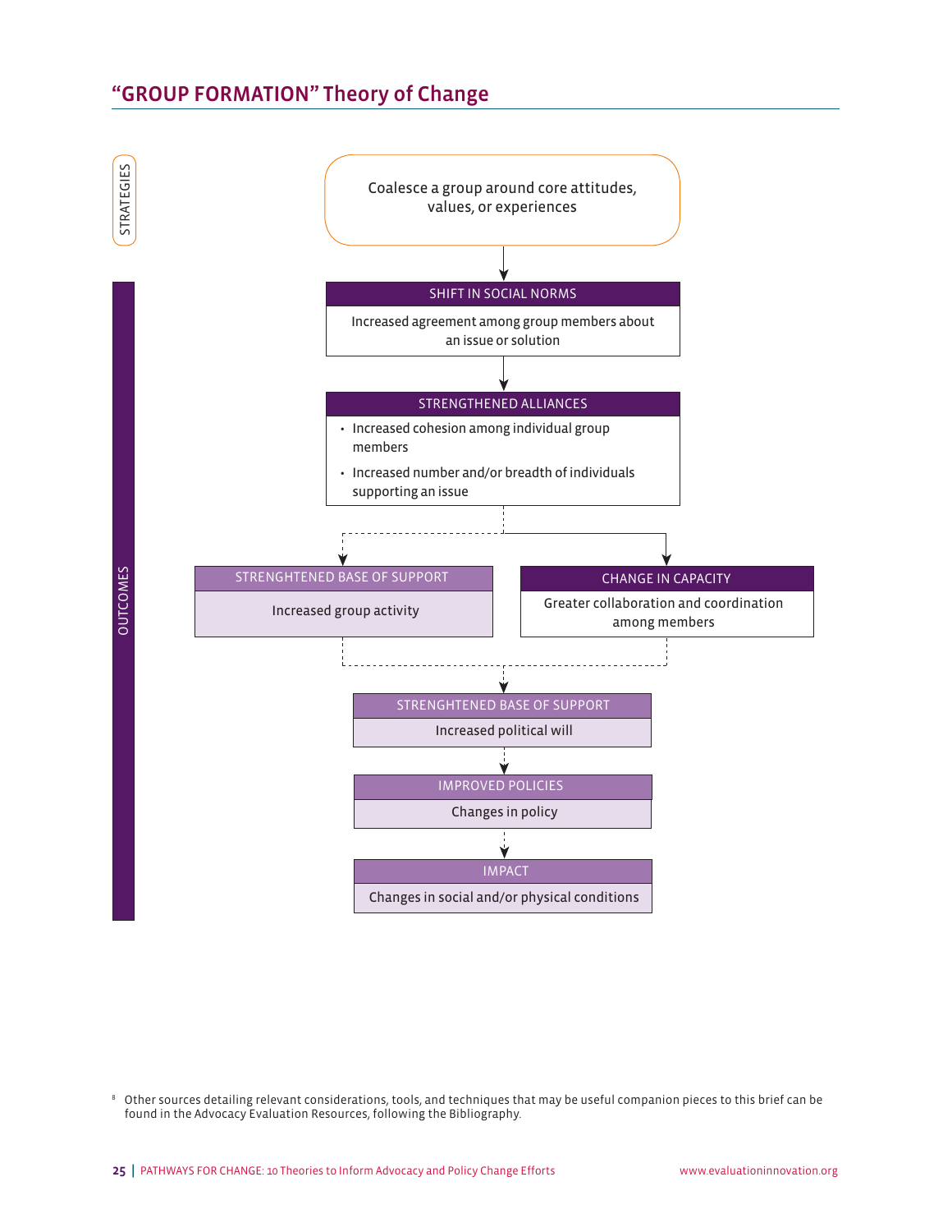## "GROUP FORMATION" Theory of Change

STRATEGIES

Coalesce a group around core attitudes, values, or experiences

OUTCOMES

**SHIFT IN SOCIAL NORMS**

Increased agreement among group members about an issue or solution

**STRENGTHENED ALLIANCES**

- Increased cohesion among individual group members
- Increased number and/or breadth of individuals supporting an issue

**STRENGHTENED BASE OF SUPPORT**

Increased group activity

**CHANGE IN CAPACITY**

Greater collaboration and coordination among members

**STRENGHTENED BASE OF SUPPORT**

Increased political will

**IMPROVED POLICIES**

Changes in policy

**IMPACT**

Changes in social and/or physical conditions

[8] Other sources detailing relevant considerations, tools, and techniques that may be useful companion pieces to this brief can be found in the Advocacy Evaluation Resources, following the Bibliography.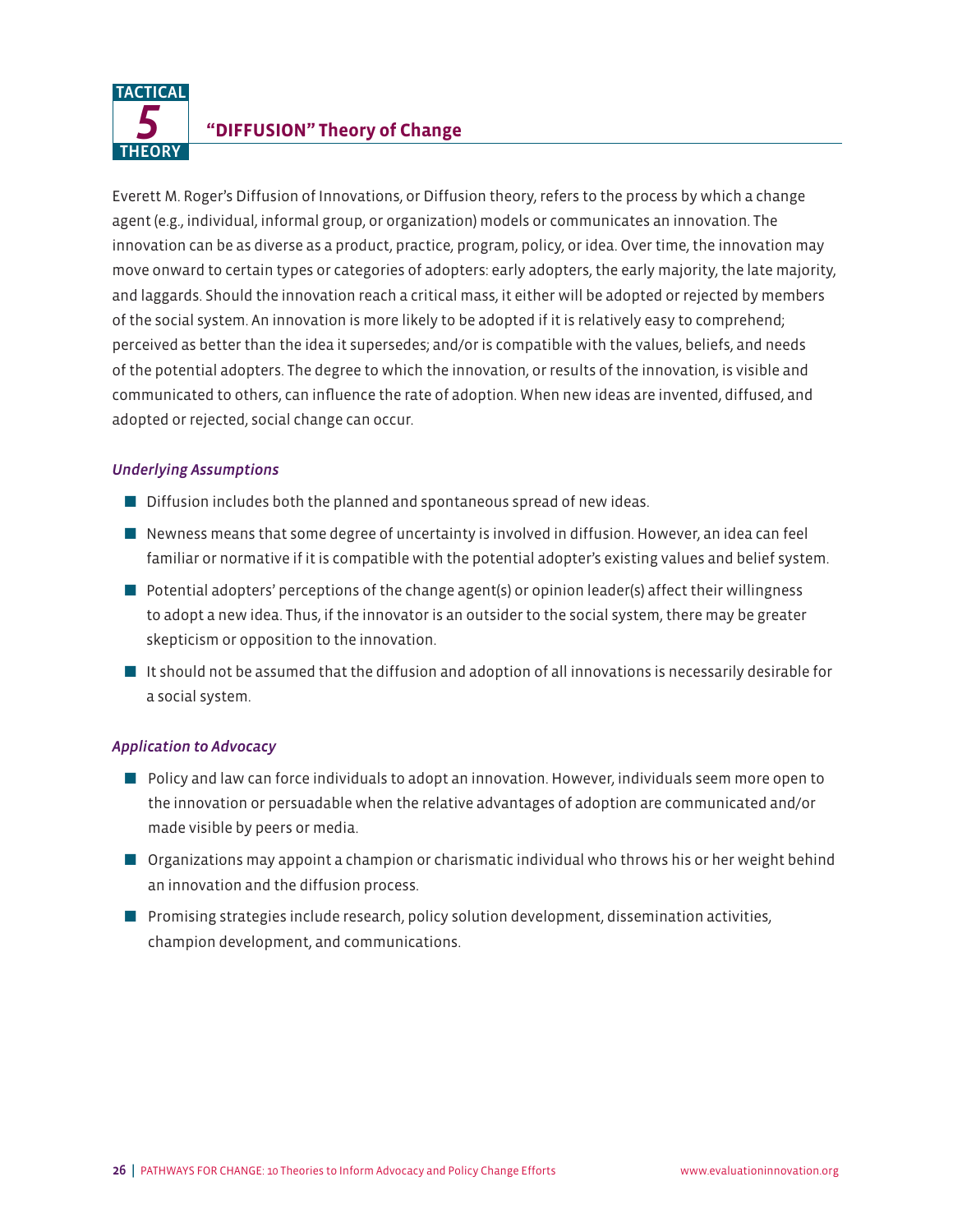TACTICAL 5 THEORY

## "DIFFUSION" Theory of Change

Everett M. Roger's Diffusion of Innovations, or Diffusion theory, refers to the process by which a change agent (e.g., individual, informal group, or organization) models or communicates an innovation. The innovation can be as diverse as a product, practice, program, policy, or idea. Over time, the innovation may move onward to certain types or categories of adopters: early adopters, the early majority, the late majority, and laggards. Should the innovation reach a critical mass, it either will be adopted or rejected by members of the social system. An innovation is more likely to be adopted if it is relatively easy to comprehend; perceived as better than the idea it supersedes; and/or is compatible with the values, beliefs, and needs of the potential adopters. The degree to which the innovation, or results of the innovation, is visible and communicated to others, can influence the rate of adoption. When new ideas are invented, diffused, and adopted or rejected, social change can occur.

### *Underlying Assumptions*

- Diffusion includes both the planned and spontaneous spread of new ideas.
- Newness means that some degree of uncertainty is involved in diffusion. However, an idea can feel familiar or normative if it is compatible with the potential adopter's existing values and belief system.
- Potential adopters' perceptions of the change agent(s) or opinion leader(s) affect their willingness to adopt a new idea. Thus, if the innovator is an outsider to the social system, there may be greater skepticism or opposition to the innovation.
- It should not be assumed that the diffusion and adoption of all innovations is necessarily desirable for a social system.

### *Application to Advocacy*

- Policy and law can force individuals to adopt an innovation. However, individuals seem more open to the innovation or persuadable when the relative advantages of adoption are communicated and/or made visible by peers or media.
- Organizations may appoint a champion or charismatic individual who throws his or her weight behind an innovation and the diffusion process.
- Promising strategies include research, policy solution development, dissemination activities, champion development, and communications.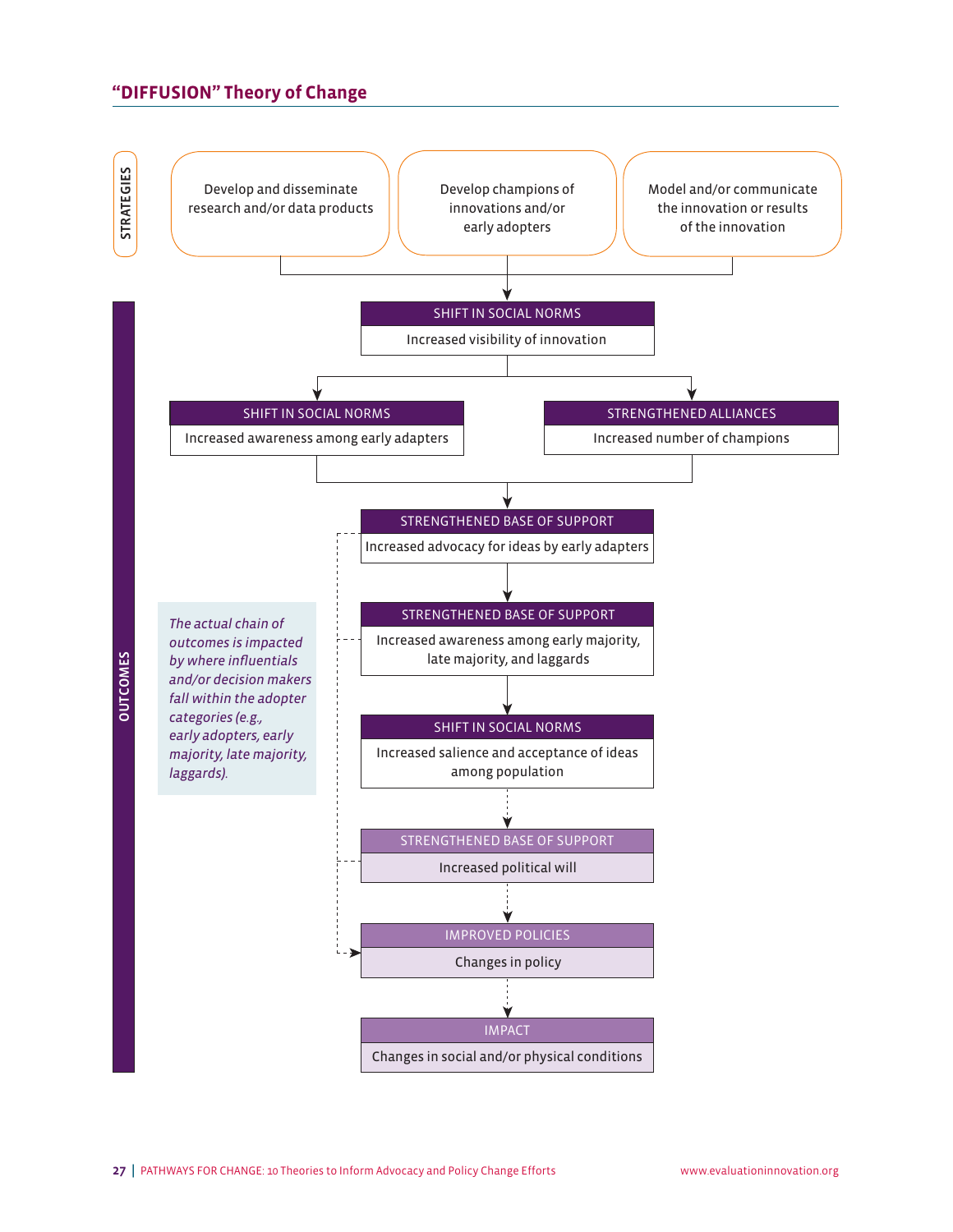## "DIFFUSION" Theory of Change

**STRATEGIES**

- Develop and disseminate research and/or data products
- Develop champions of innovations and/or early adopters
- Model and/or communicate the innovation or results of the innovation

**OUTCOMES**

**SHIFT IN SOCIAL NORMS**
Increased visibility of innovation

**SHIFT IN SOCIAL NORMS**
Increased awareness among early adapters

**STRENGTHENED ALLIANCES**
Increased number of champions

**STRENGTHENED BASE OF SUPPORT**
Increased advocacy for ideas by early adapters

**STRENGTHENED BASE OF SUPPORT**
Increased awareness among early majority, late majority, and laggards

**SHIFT IN SOCIAL NORMS**
Increased salience and acceptance of ideas among population

**STRENGTHENED BASE OF SUPPORT**
Increased political will

**IMPROVED POLICIES**
Changes in policy

**IMPACT**
Changes in social and/or physical conditions

*The actual chain of outcomes is impacted by where influentials and/or decision makers fall within the adopter categories (e.g., early adopters, early majority, late majority, laggards).*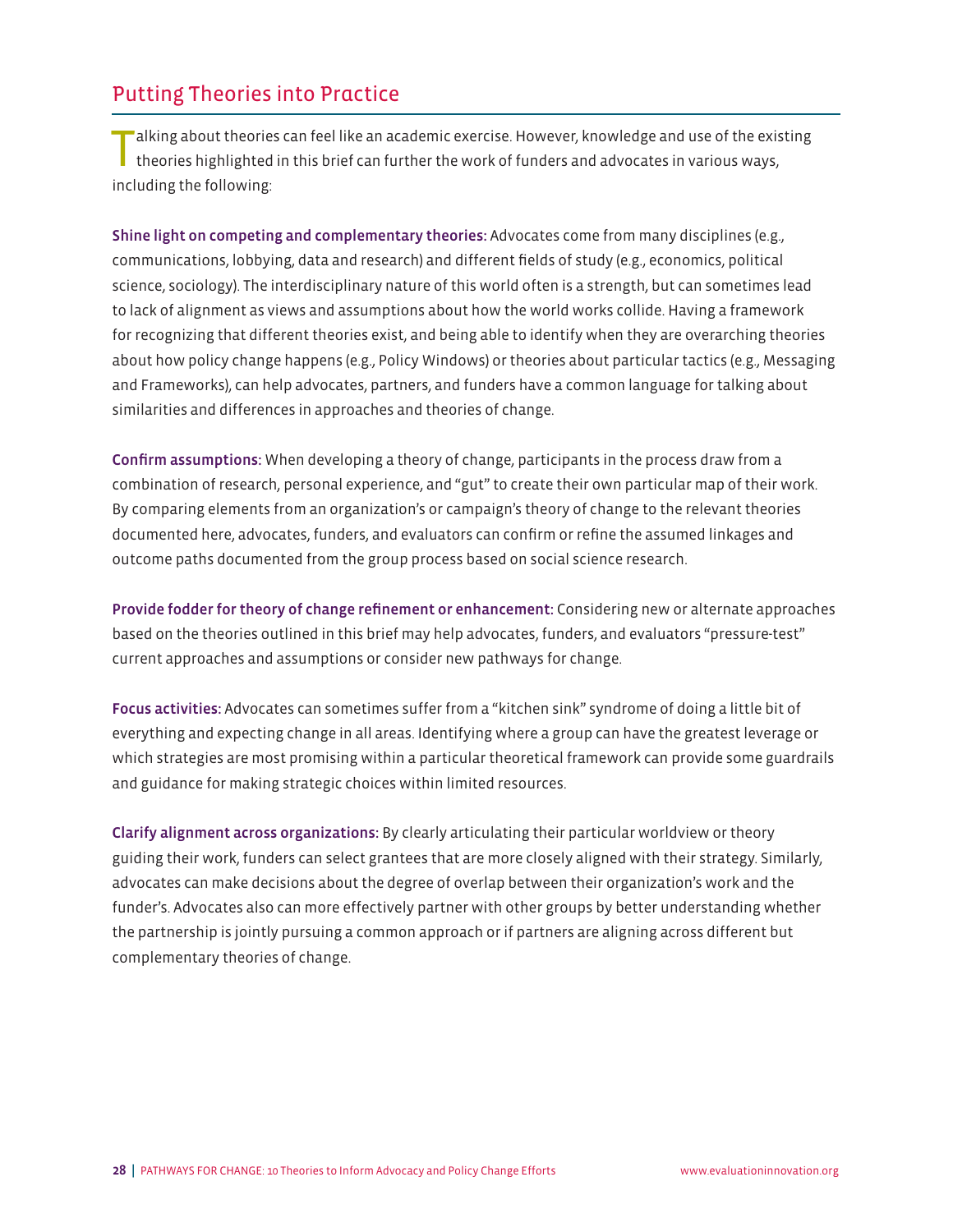## Putting Theories into Practice

Talking about theories can feel like an academic exercise. However, knowledge and use of the existing theories highlighted in this brief can further the work of funders and advocates in various ways, including the following:

**Shine light on competing and complementary theories:** Advocates come from many disciplines (e.g., communications, lobbying, data and research) and different fields of study (e.g., economics, political science, sociology). The interdisciplinary nature of this world often is a strength, but can sometimes lead to lack of alignment as views and assumptions about how the world works collide. Having a framework for recognizing that different theories exist, and being able to identify when they are overarching theories about how policy change happens (e.g., Policy Windows) or theories about particular tactics (e.g., Messaging and Frameworks), can help advocates, partners, and funders have a common language for talking about similarities and differences in approaches and theories of change.

**Confirm assumptions:** When developing a theory of change, participants in the process draw from a combination of research, personal experience, and "gut" to create their own particular map of their work. By comparing elements from an organization's or campaign's theory of change to the relevant theories documented here, advocates, funders, and evaluators can confirm or refine the assumed linkages and outcome paths documented from the group process based on social science research.

**Provide fodder for theory of change refinement or enhancement:** Considering new or alternate approaches based on the theories outlined in this brief may help advocates, funders, and evaluators "pressure-test" current approaches and assumptions or consider new pathways for change.

**Focus activities:** Advocates can sometimes suffer from a "kitchen sink" syndrome of doing a little bit of everything and expecting change in all areas. Identifying where a group can have the greatest leverage or which strategies are most promising within a particular theoretical framework can provide some guardrails and guidance for making strategic choices within limited resources.

**Clarify alignment across organizations:** By clearly articulating their particular worldview or theory guiding their work, funders can select grantees that are more closely aligned with their strategy. Similarly, advocates can make decisions about the degree of overlap between their organization's work and the funder's. Advocates also can more effectively partner with other groups by better understanding whether the partnership is jointly pursuing a common approach or if partners are aligning across different but complementary theories of change.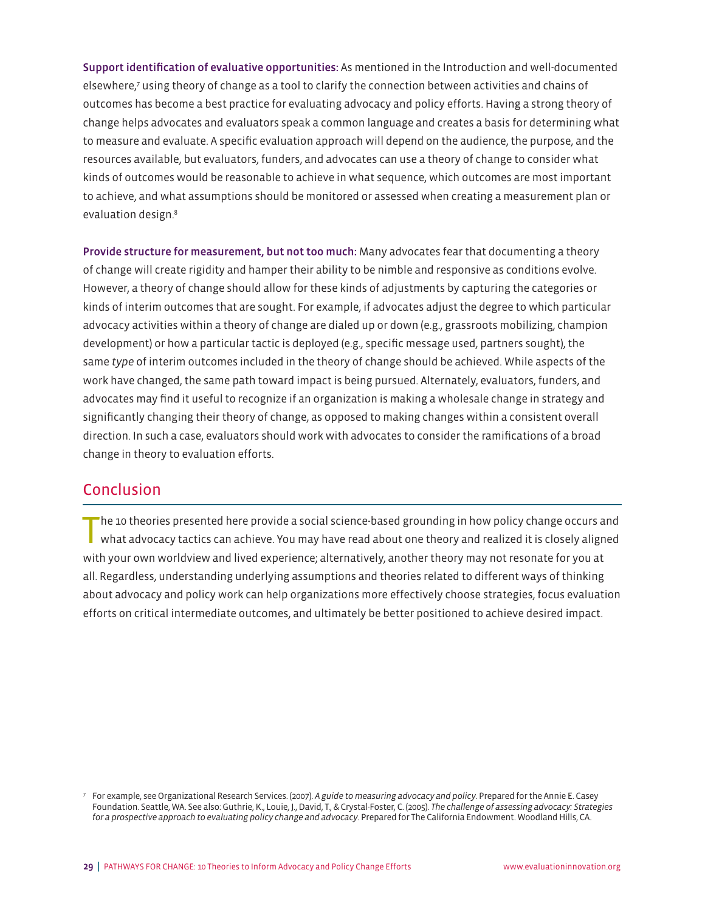**Support identification of evaluative opportunities:** As mentioned in the Introduction and well-documented elsewhere,[7] using theory of change as a tool to clarify the connection between activities and chains of outcomes has become a best practice for evaluating advocacy and policy efforts. Having a strong theory of change helps advocates and evaluators speak a common language and creates a basis for determining what to measure and evaluate. A specific evaluation approach will depend on the audience, the purpose, and the resources available, but evaluators, funders, and advocates can use a theory of change to consider what kinds of outcomes would be reasonable to achieve in what sequence, which outcomes are most important to achieve, and what assumptions should be monitored or assessed when creating a measurement plan or evaluation design.[8]

**Provide structure for measurement, but not too much:** Many advocates fear that documenting a theory of change will create rigidity and hamper their ability to be nimble and responsive as conditions evolve. However, a theory of change should allow for these kinds of adjustments by capturing the categories or kinds of interim outcomes that are sought. For example, if advocates adjust the degree to which particular advocacy activities within a theory of change are dialed up or down (e.g., grassroots mobilizing, champion development) or how a particular tactic is deployed (e.g., specific message used, partners sought), the same *type* of interim outcomes included in the theory of change should be achieved. While aspects of the work have changed, the same path toward impact is being pursued. Alternately, evaluators, funders, and advocates may find it useful to recognize if an organization is making a wholesale change in strategy and significantly changing their theory of change, as opposed to making changes within a consistent overall direction. In such a case, evaluators should work with advocates to consider the ramifications of a broad change in theory to evaluation efforts.

## Conclusion

The 10 theories presented here provide a social science-based grounding in how policy change occurs and what advocacy tactics can achieve. You may have read about one theory and realized it is closely aligned with your own worldview and lived experience; alternatively, another theory may not resonate for you at all. Regardless, understanding underlying assumptions and theories related to different ways of thinking about advocacy and policy work can help organizations more effectively choose strategies, focus evaluation efforts on critical intermediate outcomes, and ultimately be better positioned to achieve desired impact.

[7] For example, see Organizational Research Services. (2007). *A guide to measuring advocacy and policy*. Prepared for the Annie E. Casey Foundation. Seattle, WA. See also: Guthrie, K., Louie, J., David, T., & Crystal-Foster, C. (2005). *The challenge of assessing advocacy: Strategies for a prospective approach to evaluating policy change and advocacy*. Prepared for The California Endowment. Woodland Hills, CA.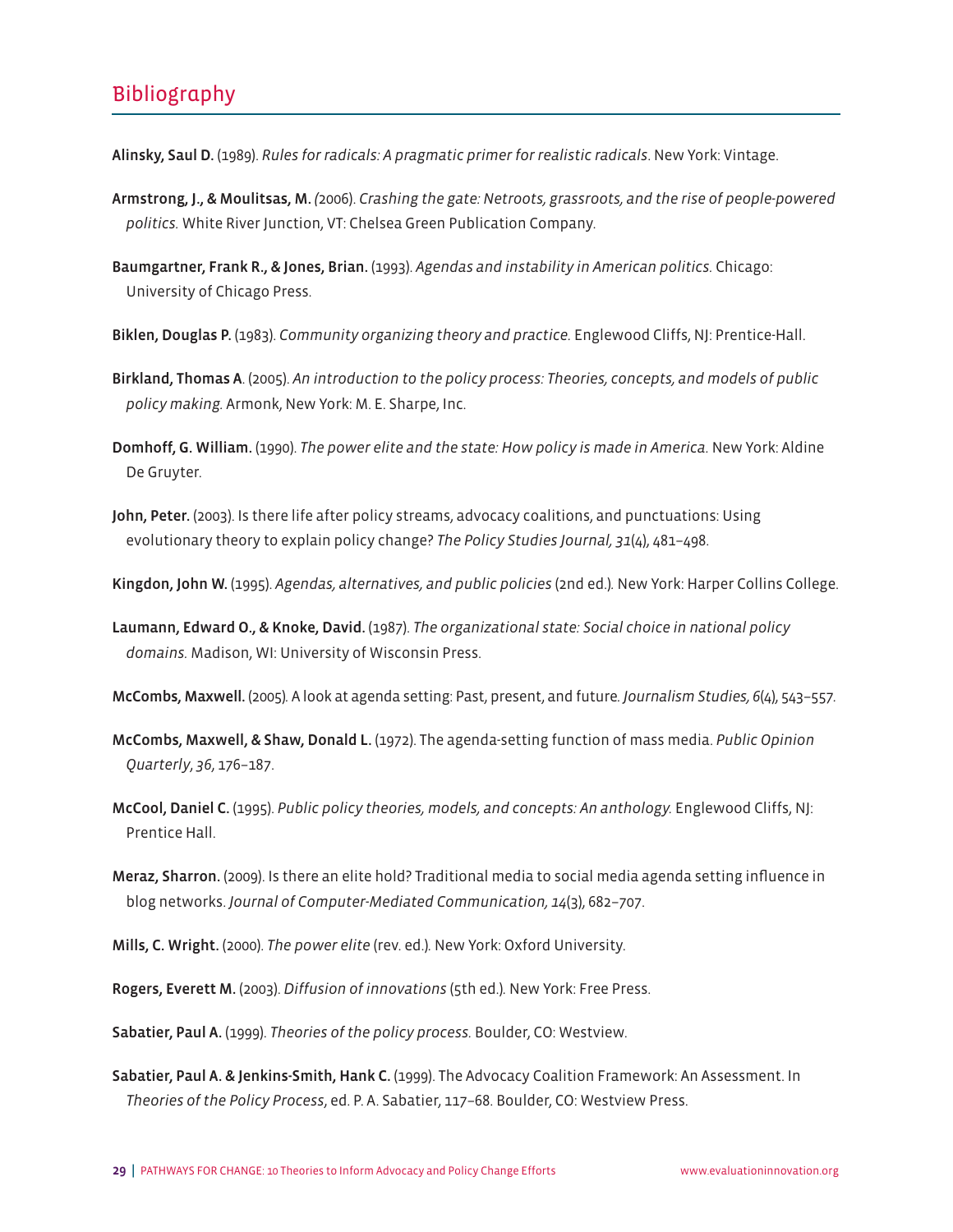## Bibliography

**Alinsky, Saul D.** (1989). *Rules for radicals: A pragmatic primer for realistic radicals*. New York: Vintage.

**Armstrong, J., & Moulitsas, M.** *(*2006). *Crashing the gate: Netroots, grassroots, and the rise of people-powered politics.* White River Junction, VT: Chelsea Green Publication Company.

**Baumgartner, Frank R., & Jones, Brian.** (1993). *Agendas and instability in American politics.* Chicago: University of Chicago Press.

**Biklen, Douglas P.** (1983). *Community organizing theory and practice.* Englewood Cliffs, NJ: Prentice-Hall.

**Birkland, Thomas A**. (2005). *An introduction to the policy process: Theories, concepts, and models of public policy making.* Armonk, New York: M. E. Sharpe, Inc.

**Domhoff, G. William.** (1990). *The power elite and the state: How policy is made in America.* New York: Aldine De Gruyter.

**John, Peter.** (2003). Is there life after policy streams, advocacy coalitions, and punctuations: Using evolutionary theory to explain policy change? *The Policy Studies Journal, 31*(4), 481–498.

**Kingdon, John W.** (1995). *Agendas, alternatives, and public policies* (2nd ed.)*.* New York: Harper Collins College.

**Laumann, Edward O., & Knoke, David.** (1987). *The organizational state: Social choice in national policy domains.* Madison, WI: University of Wisconsin Press.

**McCombs, Maxwell.** (2005). A look at agenda setting: Past, present, and future*. Journalism Studies, 6*(4), 543–557.

**McCombs, Maxwell, & Shaw, Donald L.** (1972). The agenda-setting function of mass media. *Public Opinion Quarterly*, *36*, 176–187.

**McCool, Daniel C.** (1995). *Public policy theories, models, and concepts: An anthology.* Englewood Cliffs, NJ: Prentice Hall.

**Meraz, Sharron.** (2009). Is there an elite hold? Traditional media to social media agenda setting influence in blog networks. *Journal of Computer-Mediated Communication, 14*(3), 682–707.

**Mills, C. Wright.** (2000). *The power elite* (rev. ed.)*.* New York: Oxford University.

**Rogers, Everett M.** (2003). *Diffusion of innovations* (5th ed.)*.* New York: Free Press.

**Sabatier, Paul A.** (1999). *Theories of the policy process.* Boulder, CO: Westview.

**Sabatier, Paul A. & Jenkins-Smith, Hank C.** (1999). The Advocacy Coalition Framework: An Assessment. In *Theories of the Policy Process*, ed. P. A. Sabatier, 117–68. Boulder, CO: Westview Press.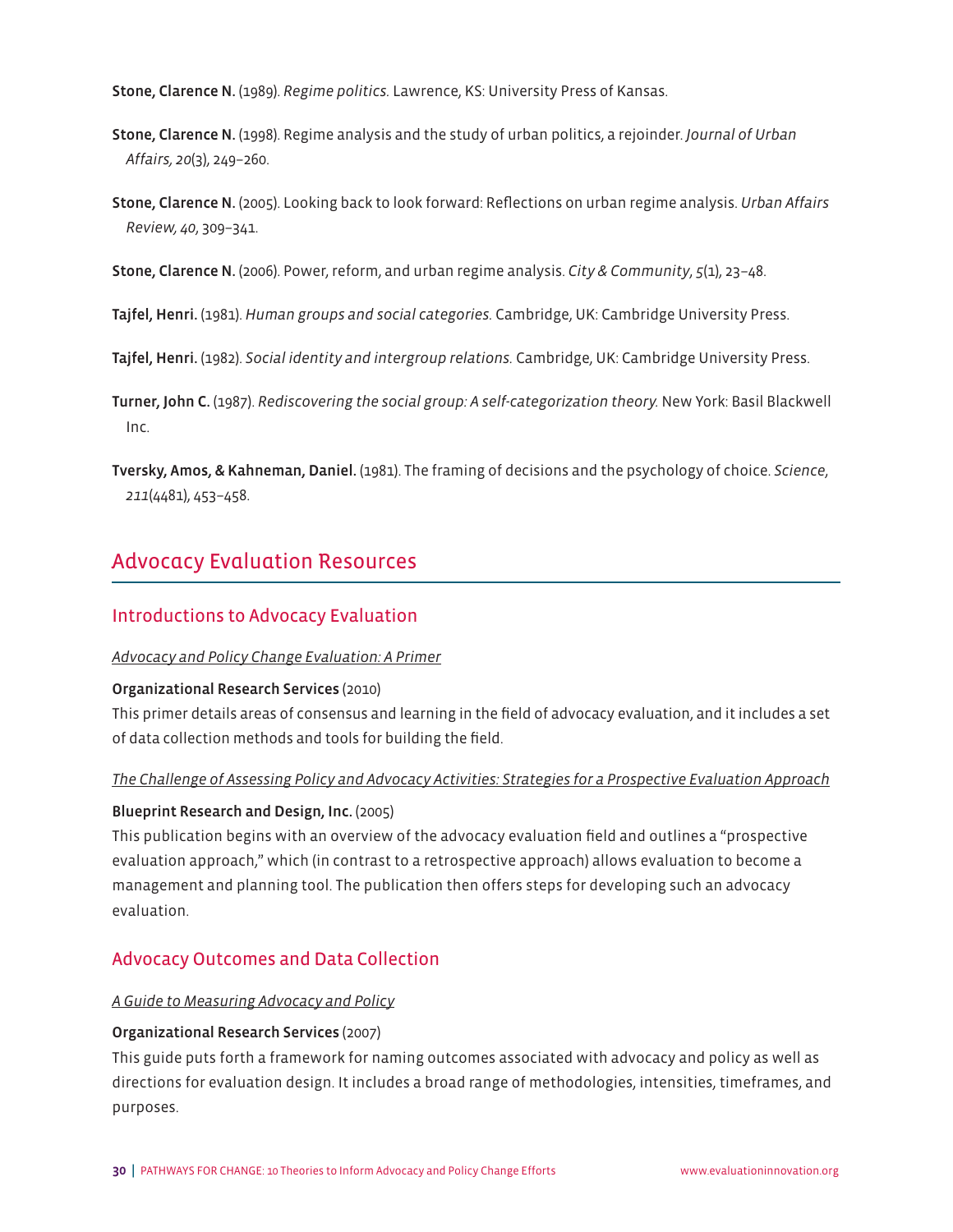**Stone, Clarence N.** (1989). *Regime politics.* Lawrence, KS: University Press of Kansas.

**Stone, Clarence N.** (1998). Regime analysis and the study of urban politics, a rejoinder. *Journal of Urban Affairs, 20*(3), 249–260.

**Stone, Clarence N.** (2005). Looking back to look forward: Reflections on urban regime analysis. *Urban Affairs Review, 40*, 309–341.

**Stone, Clarence N.** (2006). Power, reform, and urban regime analysis. *City & Community*, *5*(1), 23–48.

**Tajfel, Henri.** (1981). *Human groups and social categories.* Cambridge, UK: Cambridge University Press.

**Tajfel, Henri.** (1982). *Social identity and intergroup relations.* Cambridge, UK: Cambridge University Press.

**Turner, John C.** (1987). *Rediscovering the social group: A self-categorization theory.* New York: Basil Blackwell Inc.

**Tversky, Amos, & Kahneman, Daniel.** (1981). The framing of decisions and the psychology of choice. *Science, 211*(4481), 453–458.

## Advocacy Evaluation Resources

### Introductions to Advocacy Evaluation

*Advocacy and Policy Change Evaluation: A Primer*

**Organizational Research Services** (2010)
This primer details areas of consensus and learning in the field of advocacy evaluation, and it includes a set of data collection methods and tools for building the field.

*The Challenge of Assessing Policy and Advocacy Activities: Strategies for a Prospective Evaluation Approach*

**Blueprint Research and Design, Inc.** (2005)
This publication begins with an overview of the advocacy evaluation field and outlines a "prospective evaluation approach," which (in contrast to a retrospective approach) allows evaluation to become a management and planning tool. The publication then offers steps for developing such an advocacy evaluation.

### Advocacy Outcomes and Data Collection

*A Guide to Measuring Advocacy and Policy*

**Organizational Research Services** (2007)
This guide puts forth a framework for naming outcomes associated with advocacy and policy as well as directions for evaluation design. It includes a broad range of methodologies, intensities, timeframes, and purposes.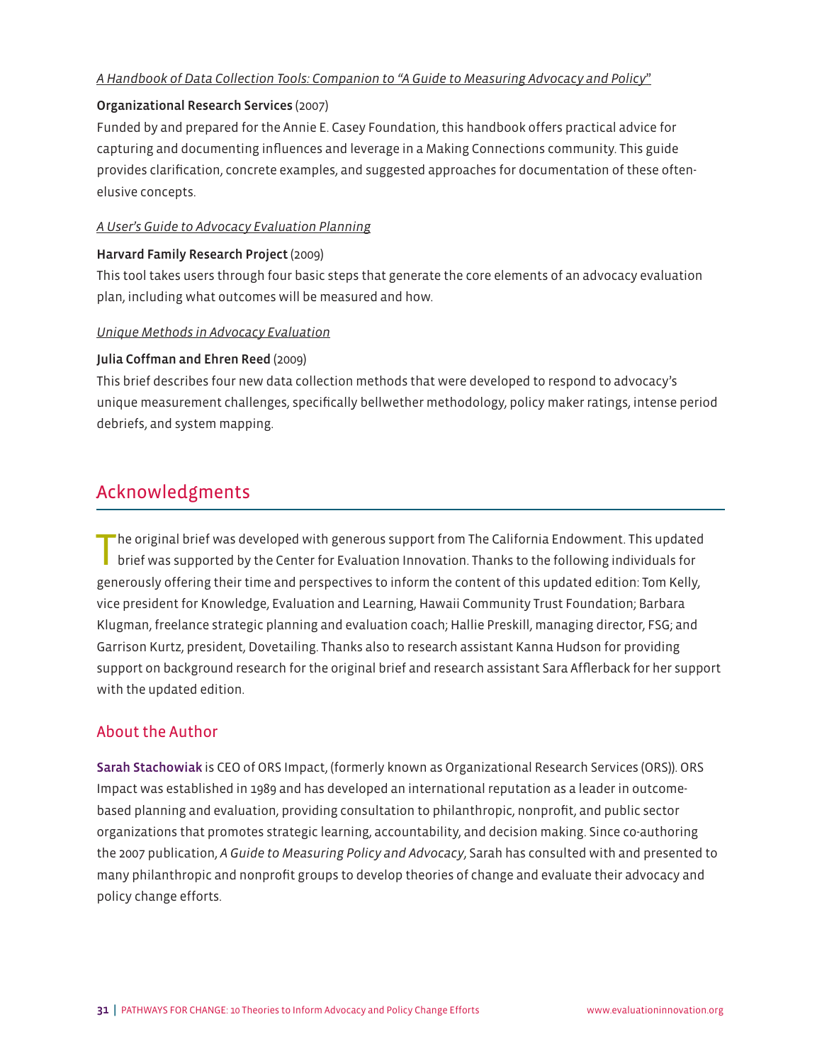*A Handbook of Data Collection Tools: Companion to "A Guide to Measuring Advocacy and Policy"*

**Organizational Research Services** (2007)

Funded by and prepared for the Annie E. Casey Foundation, this handbook offers practical advice for capturing and documenting influences and leverage in a Making Connections community. This guide provides clarification, concrete examples, and suggested approaches for documentation of these often-elusive concepts.

*A User's Guide to Advocacy Evaluation Planning*

**Harvard Family Research Project** (2009)

This tool takes users through four basic steps that generate the core elements of an advocacy evaluation plan, including what outcomes will be measured and how.

*Unique Methods in Advocacy Evaluation*

**Julia Coffman and Ehren Reed** (2009)

This brief describes four new data collection methods that were developed to respond to advocacy's unique measurement challenges, specifically bellwether methodology, policy maker ratings, intense period debriefs, and system mapping.

## Acknowledgments

The original brief was developed with generous support from The California Endowment. This updated brief was supported by the Center for Evaluation Innovation. Thanks to the following individuals for generously offering their time and perspectives to inform the content of this updated edition: Tom Kelly, vice president for Knowledge, Evaluation and Learning, Hawaii Community Trust Foundation; Barbara Klugman, freelance strategic planning and evaluation coach; Hallie Preskill, managing director, FSG; and Garrison Kurtz, president, Dovetailing. Thanks also to research assistant Kanna Hudson for providing support on background research for the original brief and research assistant Sara Afflerback for her support with the updated edition.

### About the Author

**Sarah Stachowiak** is CEO of ORS Impact, (formerly known as Organizational Research Services (ORS)). ORS Impact was established in 1989 and has developed an international reputation as a leader in outcome-based planning and evaluation, providing consultation to philanthropic, nonprofit, and public sector organizations that promotes strategic learning, accountability, and decision making. Since co-authoring the 2007 publication, *A Guide to Measuring Policy and Advocacy*, Sarah has consulted with and presented to many philanthropic and nonprofit groups to develop theories of change and evaluate their advocacy and policy change efforts.